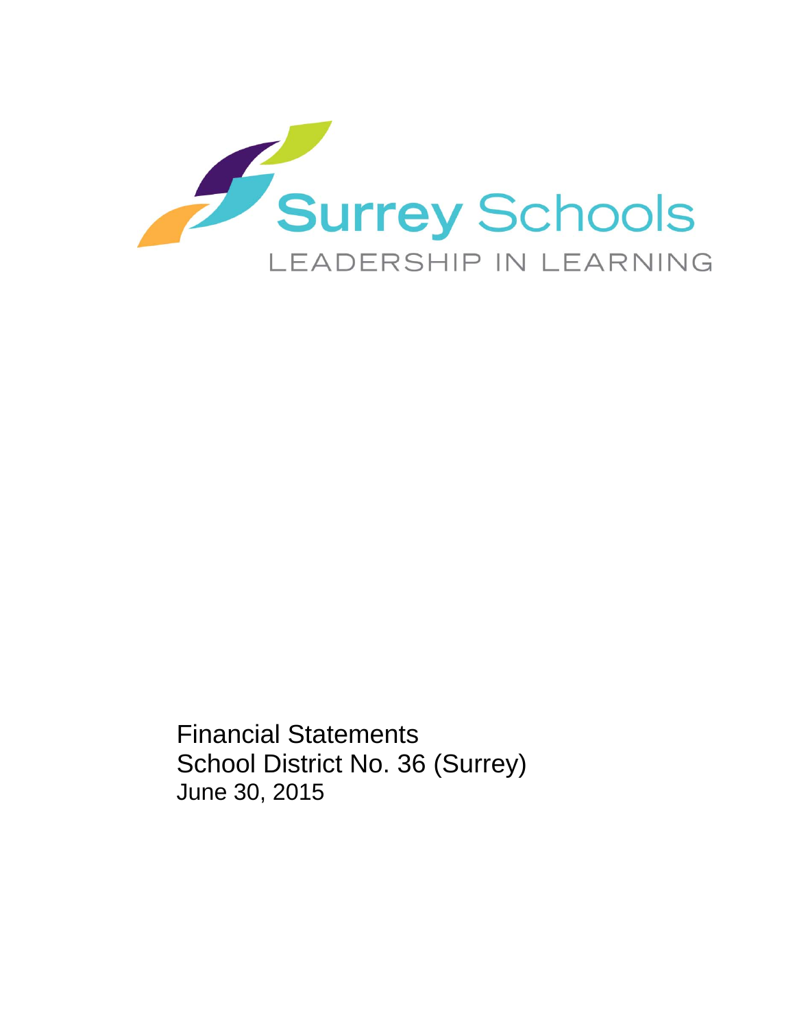Surrey Schools

LEADERSHIP IN LEARNING

Financial Statements

School District No. 36 (Surrey)

June 30, 2015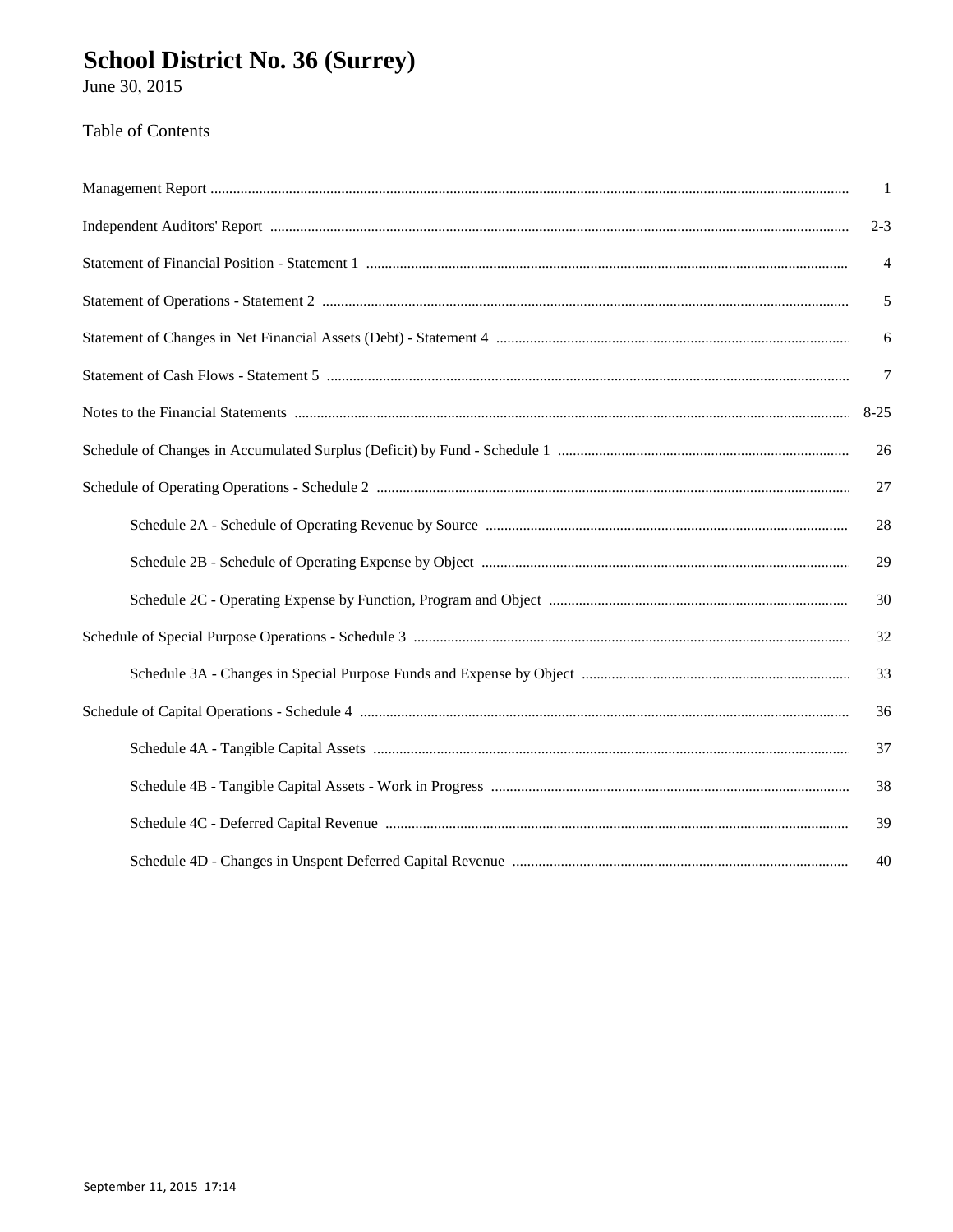# School District No. 36 (Surrey)

June 30, 2015

Table of Contents

| | |
|---|---|
| Management Report | 1 |
| Independent Auditors' Report | 2-3 |
| Statement of Financial Position - Statement 1 | 4 |
| Statement of Operations - Statement 2 | 5 |
| Statement of Changes in Net Financial Assets (Debt) - Statement 4 | 6 |
| Statement of Cash Flows - Statement 5 | 7 |
| Notes to the Financial Statements | 8-25 |
| Schedule of Changes in Accumulated Surplus (Deficit) by Fund - Schedule 1 | 26 |
| Schedule of Operating Operations - Schedule 2 | 27 |
| Schedule 2A - Schedule of Operating Revenue by Source | 28 |
| Schedule 2B - Schedule of Operating Expense by Object | 29 |
| Schedule 2C - Operating Expense by Function, Program and Object | 30 |
| Schedule of Special Purpose Operations - Schedule 3 | 32 |
| Schedule 3A - Changes in Special Purpose Funds and Expense by Object | 33 |
| Schedule of Capital Operations - Schedule 4 | 36 |
| Schedule 4A - Tangible Capital Assets | 37 |
| Schedule 4B - Tangible Capital Assets - Work in Progress | 38 |
| Schedule 4C - Deferred Capital Revenue | 39 |
| Schedule 4D - Changes in Unspent Deferred Capital Revenue | 40 |

September 11, 2015 17:14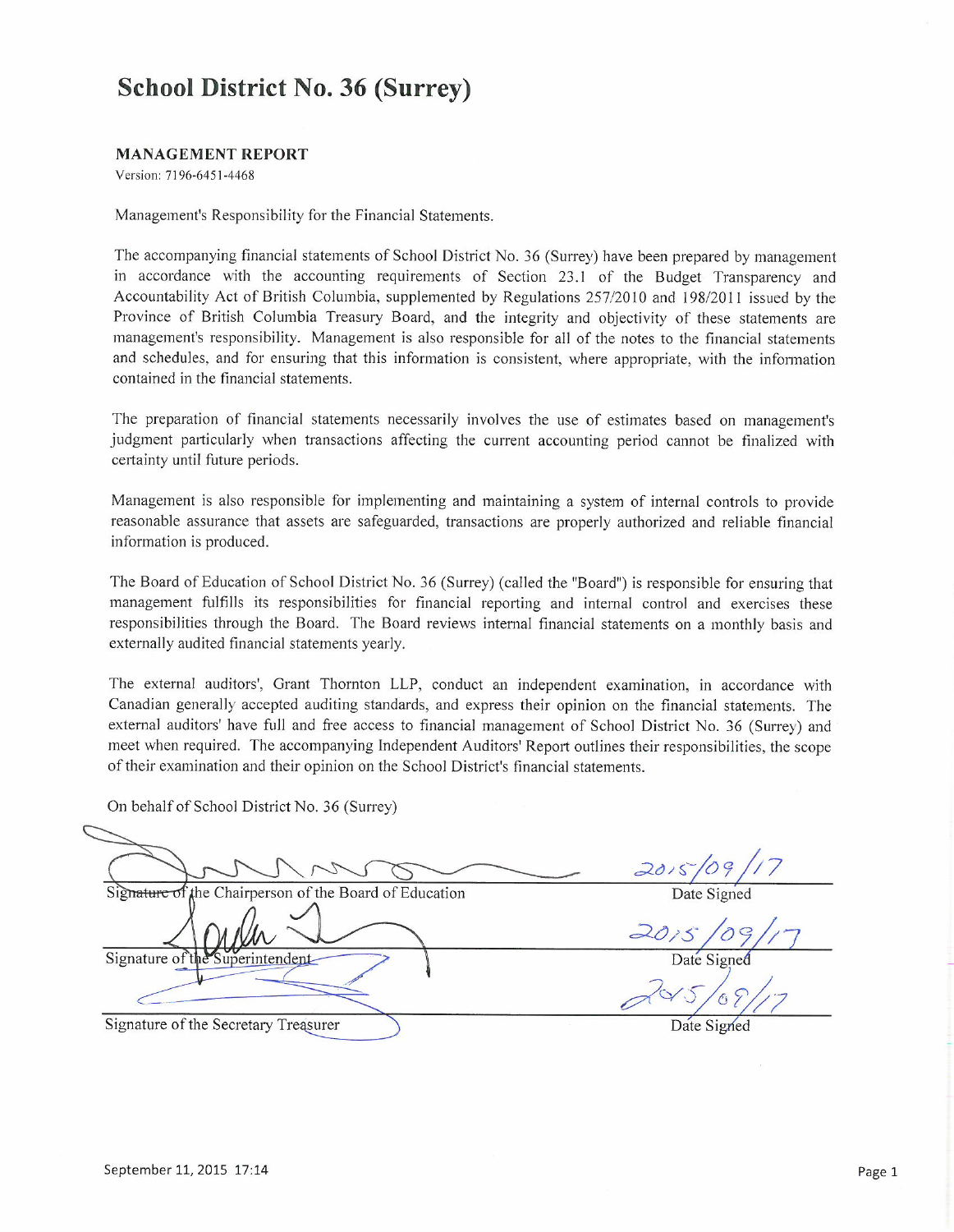# School District No. 36 (Surrey)

**MANAGEMENT REPORT**

Version: 7196-6451-4468

Management's Responsibility for the Financial Statements.

The accompanying financial statements of School District No. 36 (Surrey) have been prepared by management in accordance with the accounting requirements of Section 23.1 of the Budget Transparency and Accountability Act of British Columbia, supplemented by Regulations 257/2010 and 198/2011 issued by the Province of British Columbia Treasury Board, and the integrity and objectivity of these statements are management's responsibility. Management is also responsible for all of the notes to the financial statements and schedules, and for ensuring that this information is consistent, where appropriate, with the information contained in the financial statements.

The preparation of financial statements necessarily involves the use of estimates based on management's judgment particularly when transactions affecting the current accounting period cannot be finalized with certainty until future periods.

Management is also responsible for implementing and maintaining a system of internal controls to provide reasonable assurance that assets are safeguarded, transactions are properly authorized and reliable financial information is produced.

The Board of Education of School District No. 36 (Surrey) (called the "Board") is responsible for ensuring that management fulfills its responsibilities for financial reporting and internal control and exercises these responsibilities through the Board. The Board reviews internal financial statements on a monthly basis and externally audited financial statements yearly.

The external auditors', Grant Thornton LLP, conduct an independent examination, in accordance with Canadian generally accepted auditing standards, and express their opinion on the financial statements. The external auditors' have full and free access to financial management of School District No. 36 (Surrey) and meet when required. The accompanying Independent Auditors' Report outlines their responsibilities, the scope of their examination and their opinion on the School District's financial statements.

On behalf of School District No. 36 (Surrey)

| | |
|---|---|
| Signature of the Chairperson of the Board of Education | 2015/09/17<br>Date Signed |
| Signature of the Superintendent | 2015/09/17<br>Date Signed |
| Signature of the Secretary Treasurer | 2015/09/17<br>Date Signed |

September 11, 2015 17:14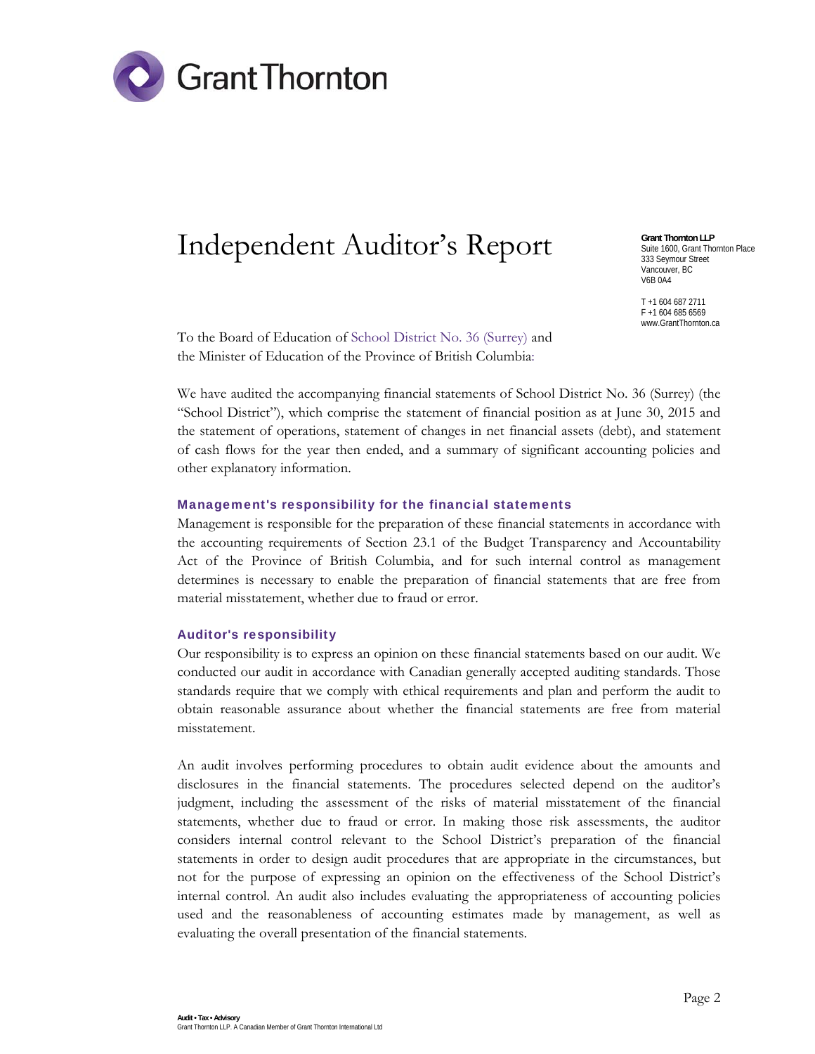Grant Thornton

# Independent Auditor's Report

**Grant Thornton LLP**
Suite 1600, Grant Thornton Place
333 Seymour Street
Vancouver, BC
V6B 0A4

T +1 604 687 2711
F +1 604 685 6569
www.GrantThornton.ca

To the Board of Education of School District No. 36 (Surrey) and the Minister of Education of the Province of British Columbia:

We have audited the accompanying financial statements of School District No. 36 (Surrey) (the "School District"), which comprise the statement of financial position as at June 30, 2015 and the statement of operations, statement of changes in net financial assets (debt), and statement of cash flows for the year then ended, and a summary of significant accounting policies and other explanatory information.

## Management's responsibility for the financial statements

Management is responsible for the preparation of these financial statements in accordance with the accounting requirements of Section 23.1 of the Budget Transparency and Accountability Act of the Province of British Columbia, and for such internal control as management determines is necessary to enable the preparation of financial statements that are free from material misstatement, whether due to fraud or error.

## Auditor's responsibility

Our responsibility is to express an opinion on these financial statements based on our audit. We conducted our audit in accordance with Canadian generally accepted auditing standards. Those standards require that we comply with ethical requirements and plan and perform the audit to obtain reasonable assurance about whether the financial statements are free from material misstatement.

An audit involves performing procedures to obtain audit evidence about the amounts and disclosures in the financial statements. The procedures selected depend on the auditor's judgment, including the assessment of the risks of material misstatement of the financial statements, whether due to fraud or error. In making those risk assessments, the auditor considers internal control relevant to the School District's preparation of the financial statements in order to design audit procedures that are appropriate in the circumstances, but not for the purpose of expressing an opinion on the effectiveness of the School District's internal control. An audit also includes evaluating the appropriateness of accounting policies used and the reasonableness of accounting estimates made by management, as well as evaluating the overall presentation of the financial statements.

**Audit • Tax • Advisory**
Grant Thornton LLP. A Canadian Member of Grant Thornton International Ltd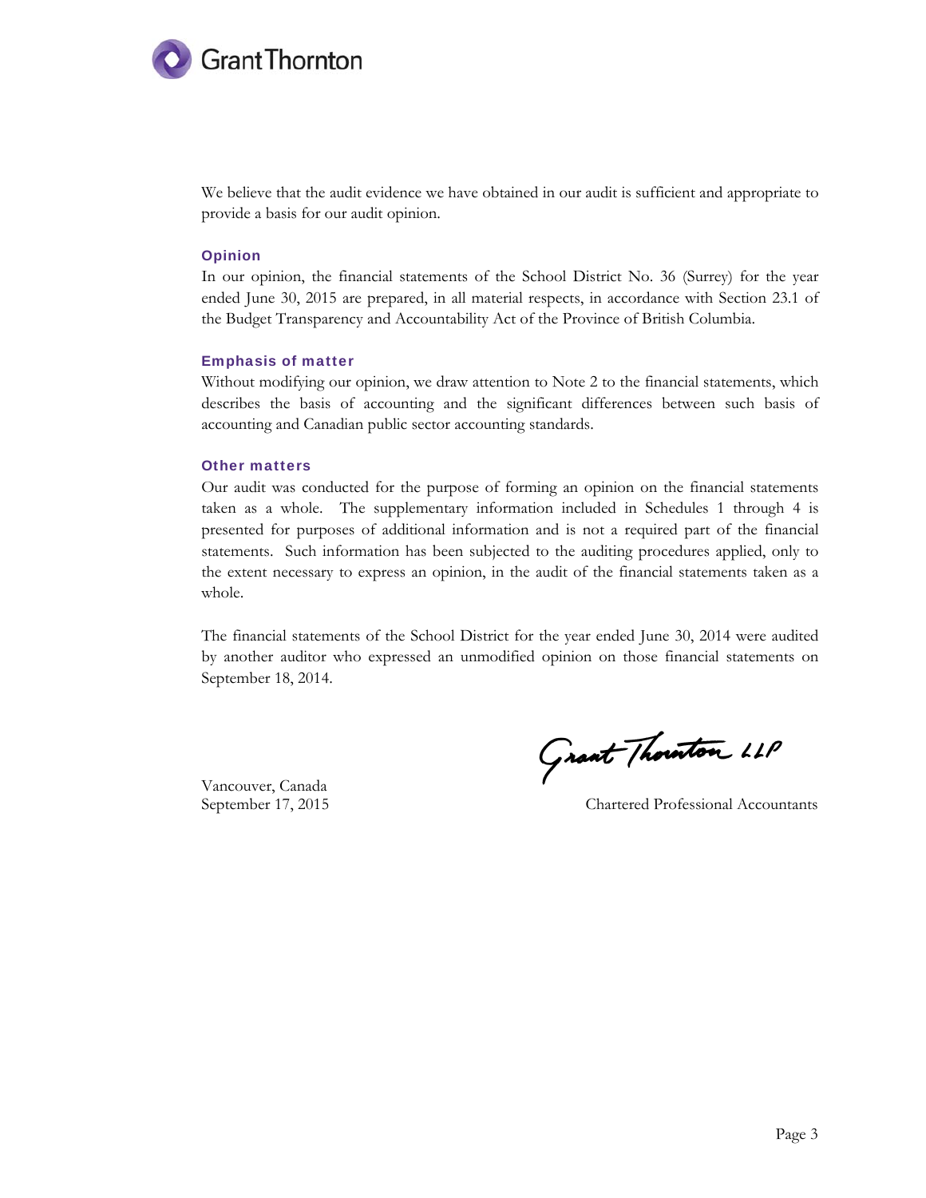We believe that the audit evidence we have obtained in our audit is sufficient and appropriate to provide a basis for our audit opinion.

### Opinion

In our opinion, the financial statements of the School District No. 36 (Surrey) for the year ended June 30, 2015 are prepared, in all material respects, in accordance with Section 23.1 of the Budget Transparency and Accountability Act of the Province of British Columbia.

### Emphasis of matter

Without modifying our opinion, we draw attention to Note 2 to the financial statements, which describes the basis of accounting and the significant differences between such basis of accounting and Canadian public sector accounting standards.

### Other matters

Our audit was conducted for the purpose of forming an opinion on the financial statements taken as a whole. The supplementary information included in Schedules 1 through 4 is presented for purposes of additional information and is not a required part of the financial statements. Such information has been subjected to the auditing procedures applied, only to the extent necessary to express an opinion, in the audit of the financial statements taken as a whole.

The financial statements of the School District for the year ended June 30, 2014 were audited by another auditor who expressed an unmodified opinion on those financial statements on September 18, 2014.

Grant Thornton LLP

Vancouver, Canada
September 17, 2015

Chartered Professional Accountants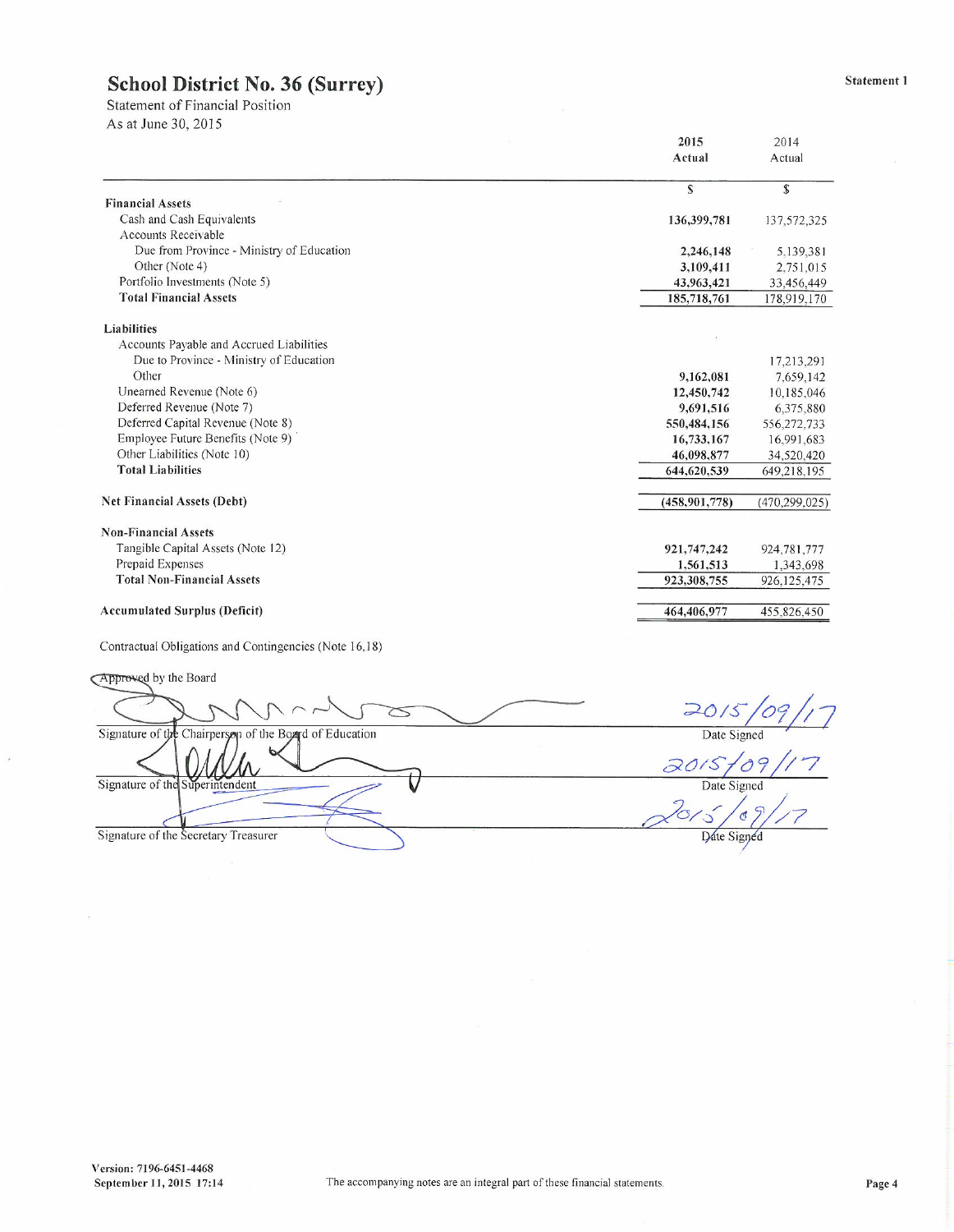# School District No. 36 (Surrey)

Statement 1

Statement of Financial Position

As at June 30, 2015

| | 2015 Actual | 2014 Actual |
|---|---|---|
| | $ | $ |
| **Financial Assets** | | |
| Cash and Cash Equivalents | **136,399,781** | 137,572,325 |
| Accounts Receivable | | |
| Due from Province - Ministry of Education | **2,246,148** | 5,139,381 |
| Other (Note 4) | **3,109,411** | 2,751,015 |
| Portfolio Investments (Note 5) | **43,963,421** | 33,456,449 |
| **Total Financial Assets** | **185,718,761** | 178,919,170 |
| | | |
| **Liabilities** | | |
| Accounts Payable and Accrued Liabilities | | |
| Due to Province - Ministry of Education | | 17,213,291 |
| Other | **9,162,081** | 7,659,142 |
| Unearned Revenue (Note 6) | **12,450,742** | 10,185,046 |
| Deferred Revenue (Note 7) | **9,691,516** | 6,375,880 |
| Deferred Capital Revenue (Note 8) | **550,484,156** | 556,272,733 |
| Employee Future Benefits (Note 9) | **16,733,167** | 16,991,683 |
| Other Liabilities (Note 10) | **46,098,877** | 34,520,420 |
| **Total Liabilities** | **644,620,539** | 649,218,195 |
| | | |
| **Net Financial Assets (Debt)** | **(458,901,778)** | (470,299,025) |
| | | |
| **Non-Financial Assets** | | |
| Tangible Capital Assets (Note 12) | **921,747,242** | 924,781,777 |
| Prepaid Expenses | **1,561,513** | 1,343,698 |
| **Total Non-Financial Assets** | **923,308,755** | 926,125,475 |
| | | |
| **Accumulated Surplus (Deficit)** | **464,406,977** | 455,826,450 |

Contractual Obligations and Contingencies (Note 16,18)

Approved by the Board

Signature of the Chairperson of the Board of Education — Date Signed: 2015/09/17

Signature of the Superintendent — Date Signed: 2015/09/17

Signature of the Secretary Treasurer — Date Signed: 2015/09/17

Version: 7196-6451-4468
September 11, 2015 17:14

The accompanying notes are an integral part of these financial statements.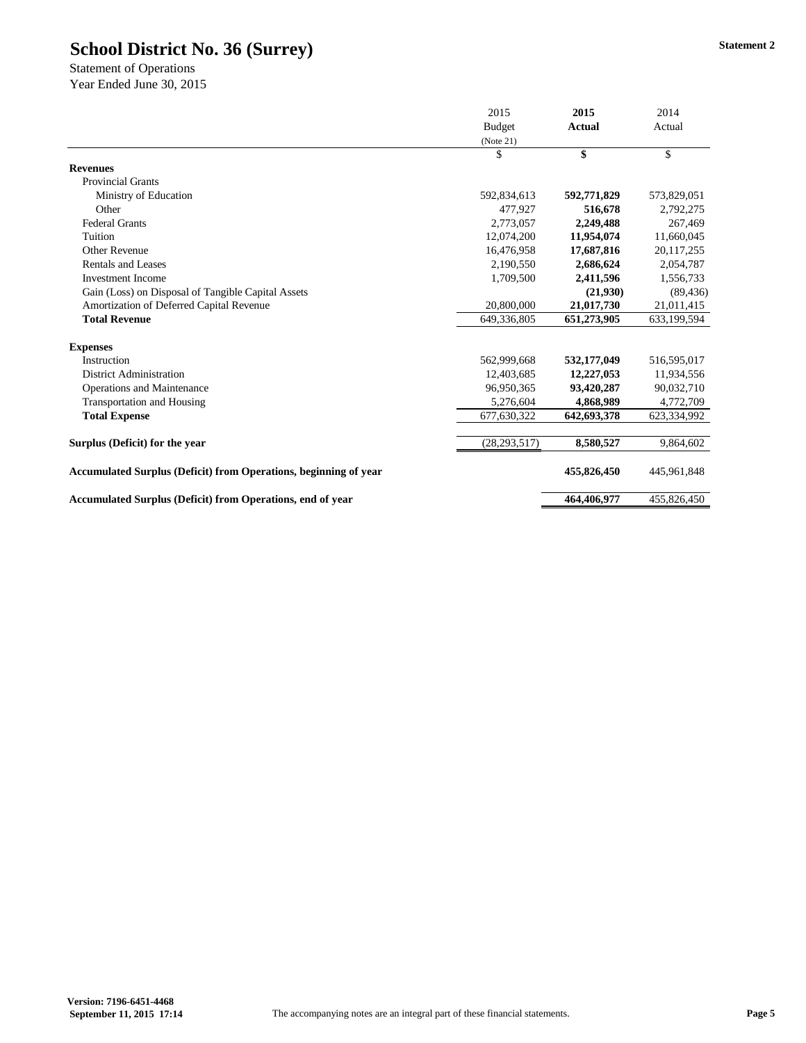# School District No. 36 (Surrey)

**Statement 2**

Statement of Operations
Year Ended June 30, 2015

| | 2015 Budget (Note 21) | 2015 Actual | 2014 Actual |
|---|---|---|---|
| | $ | $ | $ |
| **Revenues** | | | |
| Provincial Grants | | | |
| Ministry of Education | 592,834,613 | **592,771,829** | 573,829,051 |
| Other | 477,927 | **516,678** | 2,792,275 |
| Federal Grants | 2,773,057 | **2,249,488** | 267,469 |
| Tuition | 12,074,200 | **11,954,074** | 11,660,045 |
| Other Revenue | 16,476,958 | **17,687,816** | 20,117,255 |
| Rentals and Leases | 2,190,550 | **2,686,624** | 2,054,787 |
| Investment Income | 1,709,500 | **2,411,596** | 1,556,733 |
| Gain (Loss) on Disposal of Tangible Capital Assets | | **(21,930)** | (89,436) |
| Amortization of Deferred Capital Revenue | 20,800,000 | **21,017,730** | 21,011,415 |
| **Total Revenue** | 649,336,805 | **651,273,905** | 633,199,594 |
| **Expenses** | | | |
| Instruction | 562,999,668 | **532,177,049** | 516,595,017 |
| District Administration | 12,403,685 | **12,227,053** | 11,934,556 |
| Operations and Maintenance | 96,950,365 | **93,420,287** | 90,032,710 |
| Transportation and Housing | 5,276,604 | **4,868,989** | 4,772,709 |
| **Total Expense** | 677,630,322 | **642,693,378** | 623,334,992 |
| **Surplus (Deficit) for the year** | (28,293,517) | **8,580,527** | 9,864,602 |
| **Accumulated Surplus (Deficit) from Operations, beginning of year** | | **455,826,450** | 445,961,848 |
| **Accumulated Surplus (Deficit) from Operations, end of year** | | **464,406,977** | 455,826,450 |

**Version: 7196-6451-4468**
**September 11, 2015 17:14**

The accompanying notes are an integral part of these financial statements.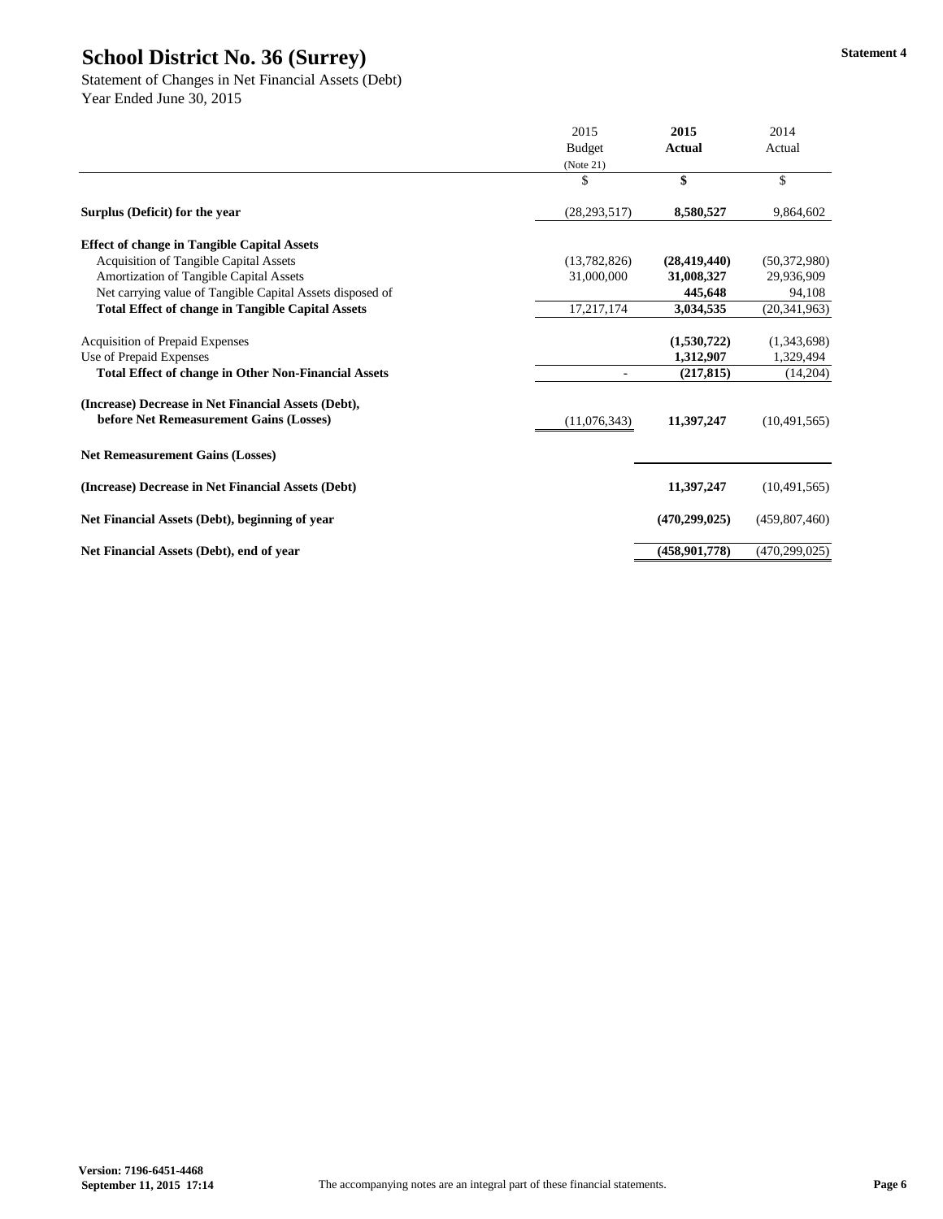# School District No. 36 (Surrey)

Statement 4

Statement of Changes in Net Financial Assets (Debt)
Year Ended June 30, 2015

| | 2015 Budget (Note 21) | **2015 Actual** | 2014 Actual |
|---|---|---|---|
| | $ | **$** | $ |
| **Surplus (Deficit) for the year** | (28,293,517) | **8,580,527** | 9,864,602 |
| **Effect of change in Tangible Capital Assets** | | | |
| Acquisition of Tangible Capital Assets | (13,782,826) | **(28,419,440)** | (50,372,980) |
| Amortization of Tangible Capital Assets | 31,000,000 | **31,008,327** | 29,936,909 |
| Net carrying value of Tangible Capital Assets disposed of | | **445,648** | 94,108 |
| **Total Effect of change in Tangible Capital Assets** | 17,217,174 | **3,034,535** | (20,341,963) |
| Acquisition of Prepaid Expenses | | **(1,530,722)** | (1,343,698) |
| Use of Prepaid Expenses | | **1,312,907** | 1,329,494 |
| **Total Effect of change in Other Non-Financial Assets** | - | **(217,815)** | (14,204) |
| **(Increase) Decrease in Net Financial Assets (Debt), before Net Remeasurement Gains (Losses)** | (11,076,343) | **11,397,247** | (10,491,565) |
| **Net Remeasurement Gains (Losses)** | | | |
| **(Increase) Decrease in Net Financial Assets (Debt)** | | **11,397,247** | (10,491,565) |
| **Net Financial Assets (Debt), beginning of year** | | **(470,299,025)** | (459,807,460) |
| **Net Financial Assets (Debt), end of year** | | **(458,901,778)** | (470,299,025) |

**Version: 7196-6451-4468**
**September 11, 2015 17:14**

The accompanying notes are an integral part of these financial statements.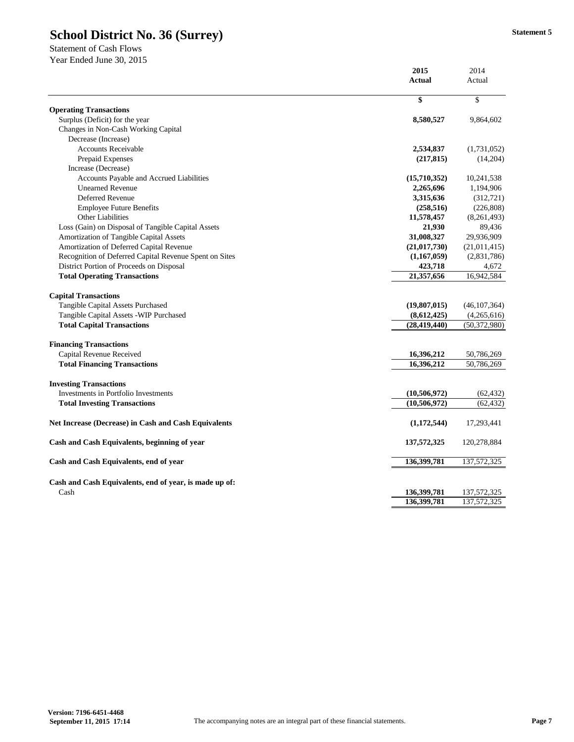# School District No. 36 (Surrey)

**Statement 5**

Statement of Cash Flows
Year Ended June 30, 2015

| | 2015 Actual | 2014 Actual |
|---|---|---|
| | **$** | $ |
| **Operating Transactions** | | |
| Surplus (Deficit) for the year | **8,580,527** | 9,864,602 |
| Changes in Non-Cash Working Capital | | |
| Decrease (Increase) | | |
| Accounts Receivable | **2,534,837** | (1,731,052) |
| Prepaid Expenses | **(217,815)** | (14,204) |
| Increase (Decrease) | | |
| Accounts Payable and Accrued Liabilities | **(15,710,352)** | 10,241,538 |
| Unearned Revenue | **2,265,696** | 1,194,906 |
| Deferred Revenue | **3,315,636** | (312,721) |
| Employee Future Benefits | **(258,516)** | (226,808) |
| Other Liabilities | **11,578,457** | (8,261,493) |
| Loss (Gain) on Disposal of Tangible Capital Assets | **21,930** | 89,436 |
| Amortization of Tangible Capital Assets | **31,008,327** | 29,936,909 |
| Amortization of Deferred Capital Revenue | **(21,017,730)** | (21,011,415) |
| Recognition of Deferred Capital Revenue Spent on Sites | **(1,167,059)** | (2,831,786) |
| District Portion of Proceeds on Disposal | **423,718** | 4,672 |
| **Total Operating Transactions** | **21,357,656** | 16,942,584 |
| | | |
| **Capital Transactions** | | |
| Tangible Capital Assets Purchased | **(19,807,015)** | (46,107,364) |
| Tangible Capital Assets -WIP Purchased | **(8,612,425)** | (4,265,616) |
| **Total Capital Transactions** | **(28,419,440)** | (50,372,980) |
| | | |
| **Financing Transactions** | | |
| Capital Revenue Received | **16,396,212** | 50,786,269 |
| **Total Financing Transactions** | **16,396,212** | 50,786,269 |
| | | |
| **Investing Transactions** | | |
| Investments in Portfolio Investments | **(10,506,972)** | (62,432) |
| **Total Investing Transactions** | **(10,506,972)** | (62,432) |
| | | |
| **Net Increase (Decrease) in Cash and Cash Equivalents** | **(1,172,544)** | 17,293,441 |
| | | |
| **Cash and Cash Equivalents, beginning of year** | **137,572,325** | 120,278,884 |
| | | |
| **Cash and Cash Equivalents, end of year** | **136,399,781** | 137,572,325 |
| | | |
| **Cash and Cash Equivalents, end of year, is made up of:** | | |
| Cash | **136,399,781** | 137,572,325 |
| | **136,399,781** | 137,572,325 |

Version: 7196-6451-4468
September 11, 2015 17:14

The accompanying notes are an integral part of these financial statements.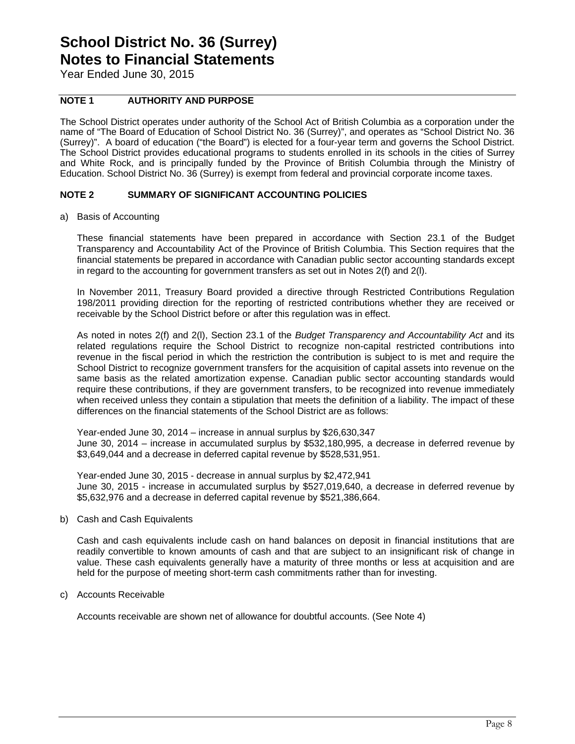# School District No. 36 (Surrey)
# Notes to Financial Statements

Year Ended June 30, 2015

## NOTE 1 AUTHORITY AND PURPOSE

The School District operates under authority of the School Act of British Columbia as a corporation under the name of "The Board of Education of School District No. 36 (Surrey)", and operates as "School District No. 36 (Surrey)". A board of education ("the Board") is elected for a four-year term and governs the School District. The School District provides educational programs to students enrolled in its schools in the cities of Surrey and White Rock, and is principally funded by the Province of British Columbia through the Ministry of Education. School District No. 36 (Surrey) is exempt from federal and provincial corporate income taxes.

## NOTE 2 SUMMARY OF SIGNIFICANT ACCOUNTING POLICIES

a) Basis of Accounting

These financial statements have been prepared in accordance with Section 23.1 of the Budget Transparency and Accountability Act of the Province of British Columbia. This Section requires that the financial statements be prepared in accordance with Canadian public sector accounting standards except in regard to the accounting for government transfers as set out in Notes 2(f) and 2(l).

In November 2011, Treasury Board provided a directive through Restricted Contributions Regulation 198/2011 providing direction for the reporting of restricted contributions whether they are received or receivable by the School District before or after this regulation was in effect.

As noted in notes 2(f) and 2(l), Section 23.1 of the *Budget Transparency and Accountability Act* and its related regulations require the School District to recognize non-capital restricted contributions into revenue in the fiscal period in which the restriction the contribution is subject to is met and require the School District to recognize government transfers for the acquisition of capital assets into revenue on the same basis as the related amortization expense. Canadian public sector accounting standards would require these contributions, if they are government transfers, to be recognized into revenue immediately when received unless they contain a stipulation that meets the definition of a liability. The impact of these differences on the financial statements of the School District are as follows:

Year-ended June 30, 2014 – increase in annual surplus by $26,630,347
June 30, 2014 – increase in accumulated surplus by $532,180,995, a decrease in deferred revenue by $3,649,044 and a decrease in deferred capital revenue by $528,531,951.

Year-ended June 30, 2015 - decrease in annual surplus by $2,472,941
June 30, 2015 - increase in accumulated surplus by $527,019,640, a decrease in deferred revenue by $5,632,976 and a decrease in deferred capital revenue by $521,386,664.

b) Cash and Cash Equivalents

Cash and cash equivalents include cash on hand balances on deposit in financial institutions that are readily convertible to known amounts of cash and that are subject to an insignificant risk of change in value. These cash equivalents generally have a maturity of three months or less at acquisition and are held for the purpose of meeting short-term cash commitments rather than for investing.

c) Accounts Receivable

Accounts receivable are shown net of allowance for doubtful accounts. (See Note 4)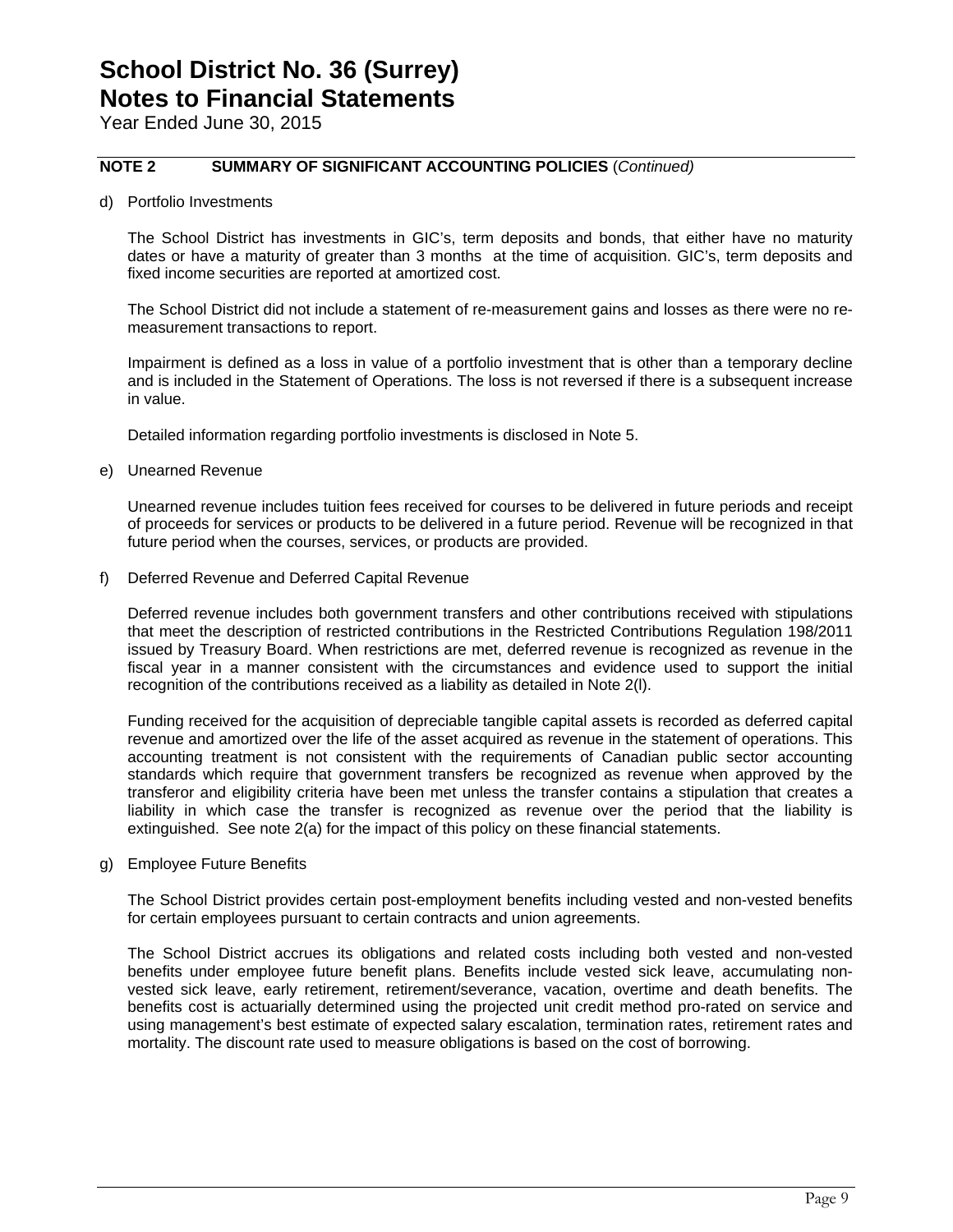# School District No. 36 (Surrey)
# Notes to Financial Statements

Year Ended June 30, 2015

## NOTE 2 SUMMARY OF SIGNIFICANT ACCOUNTING POLICIES (*Continued*)

d) Portfolio Investments

The School District has investments in GIC's, term deposits and bonds, that either have no maturity dates or have a maturity of greater than 3 months at the time of acquisition. GIC's, term deposits and fixed income securities are reported at amortized cost.

The School District did not include a statement of re-measurement gains and losses as there were no re-measurement transactions to report.

Impairment is defined as a loss in value of a portfolio investment that is other than a temporary decline and is included in the Statement of Operations. The loss is not reversed if there is a subsequent increase in value.

Detailed information regarding portfolio investments is disclosed in Note 5.

e) Unearned Revenue

Unearned revenue includes tuition fees received for courses to be delivered in future periods and receipt of proceeds for services or products to be delivered in a future period. Revenue will be recognized in that future period when the courses, services, or products are provided.

f) Deferred Revenue and Deferred Capital Revenue

Deferred revenue includes both government transfers and other contributions received with stipulations that meet the description of restricted contributions in the Restricted Contributions Regulation 198/2011 issued by Treasury Board. When restrictions are met, deferred revenue is recognized as revenue in the fiscal year in a manner consistent with the circumstances and evidence used to support the initial recognition of the contributions received as a liability as detailed in Note 2(l).

Funding received for the acquisition of depreciable tangible capital assets is recorded as deferred capital revenue and amortized over the life of the asset acquired as revenue in the statement of operations. This accounting treatment is not consistent with the requirements of Canadian public sector accounting standards which require that government transfers be recognized as revenue when approved by the transferor and eligibility criteria have been met unless the transfer contains a stipulation that creates a liability in which case the transfer is recognized as revenue over the period that the liability is extinguished. See note 2(a) for the impact of this policy on these financial statements.

g) Employee Future Benefits

The School District provides certain post-employment benefits including vested and non-vested benefits for certain employees pursuant to certain contracts and union agreements.

The School District accrues its obligations and related costs including both vested and non-vested benefits under employee future benefit plans. Benefits include vested sick leave, accumulating non-vested sick leave, early retirement, retirement/severance, vacation, overtime and death benefits. The benefits cost is actuarially determined using the projected unit credit method pro-rated on service and using management's best estimate of expected salary escalation, termination rates, retirement rates and mortality. The discount rate used to measure obligations is based on the cost of borrowing.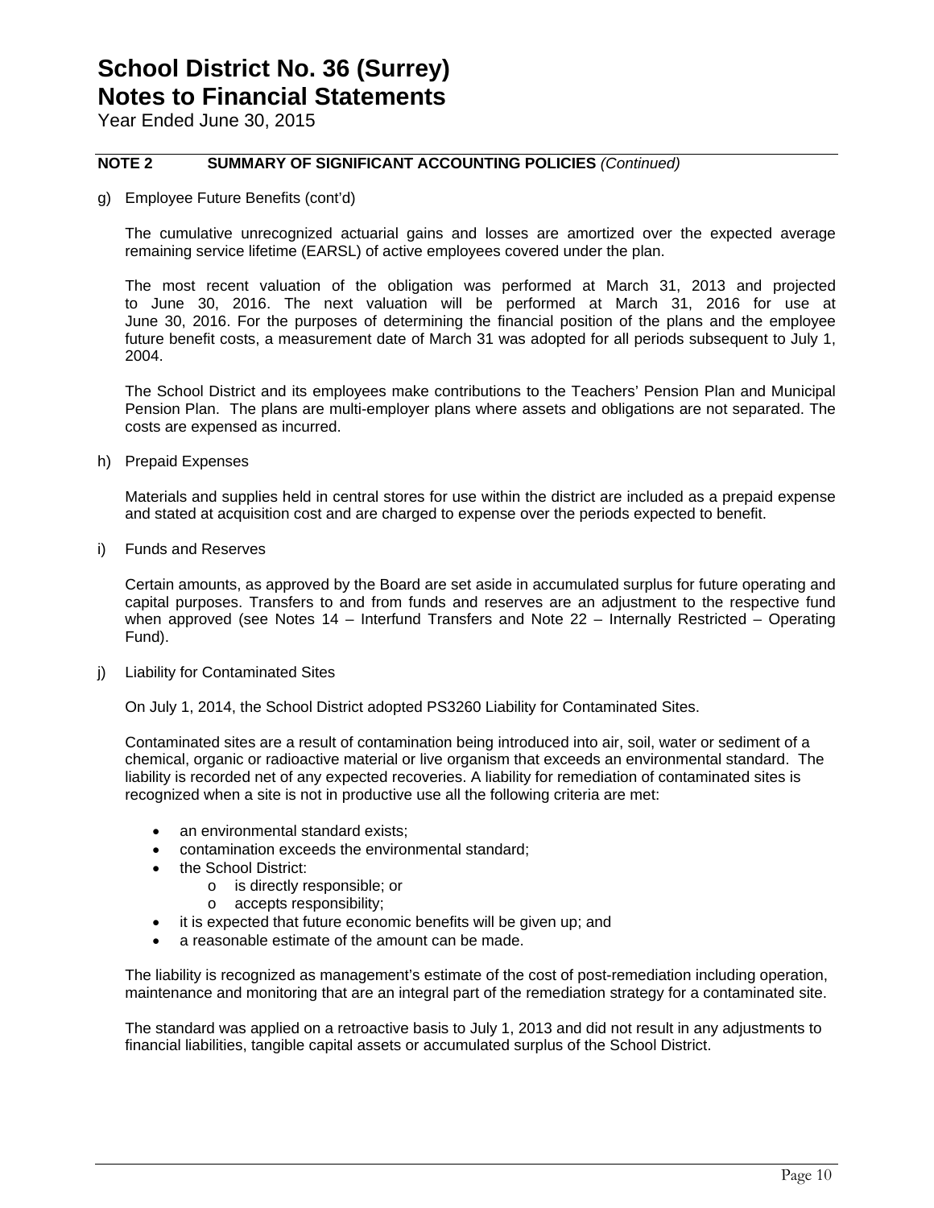# School District No. 36 (Surrey)
# Notes to Financial Statements

Year Ended June 30, 2015

**NOTE 2 SUMMARY OF SIGNIFICANT ACCOUNTING POLICIES** *(Continued)*

g) Employee Future Benefits (cont'd)

The cumulative unrecognized actuarial gains and losses are amortized over the expected average remaining service lifetime (EARSL) of active employees covered under the plan.

The most recent valuation of the obligation was performed at March 31, 2013 and projected to June 30, 2016. The next valuation will be performed at March 31, 2016 for use at June 30, 2016. For the purposes of determining the financial position of the plans and the employee future benefit costs, a measurement date of March 31 was adopted for all periods subsequent to July 1, 2004.

The School District and its employees make contributions to the Teachers' Pension Plan and Municipal Pension Plan. The plans are multi-employer plans where assets and obligations are not separated. The costs are expensed as incurred.

h) Prepaid Expenses

Materials and supplies held in central stores for use within the district are included as a prepaid expense and stated at acquisition cost and are charged to expense over the periods expected to benefit.

i) Funds and Reserves

Certain amounts, as approved by the Board are set aside in accumulated surplus for future operating and capital purposes. Transfers to and from funds and reserves are an adjustment to the respective fund when approved (see Notes 14 – Interfund Transfers and Note 22 – Internally Restricted – Operating Fund).

j) Liability for Contaminated Sites

On July 1, 2014, the School District adopted PS3260 Liability for Contaminated Sites.

Contaminated sites are a result of contamination being introduced into air, soil, water or sediment of a chemical, organic or radioactive material or live organism that exceeds an environmental standard. The liability is recorded net of any expected recoveries. A liability for remediation of contaminated sites is recognized when a site is not in productive use all the following criteria are met:

- an environmental standard exists;
- contamination exceeds the environmental standard;
- the School District:
  - is directly responsible; or
  - accepts responsibility;
- it is expected that future economic benefits will be given up; and
- a reasonable estimate of the amount can be made.

The liability is recognized as management's estimate of the cost of post-remediation including operation, maintenance and monitoring that are an integral part of the remediation strategy for a contaminated site.

The standard was applied on a retroactive basis to July 1, 2013 and did not result in any adjustments to financial liabilities, tangible capital assets or accumulated surplus of the School District.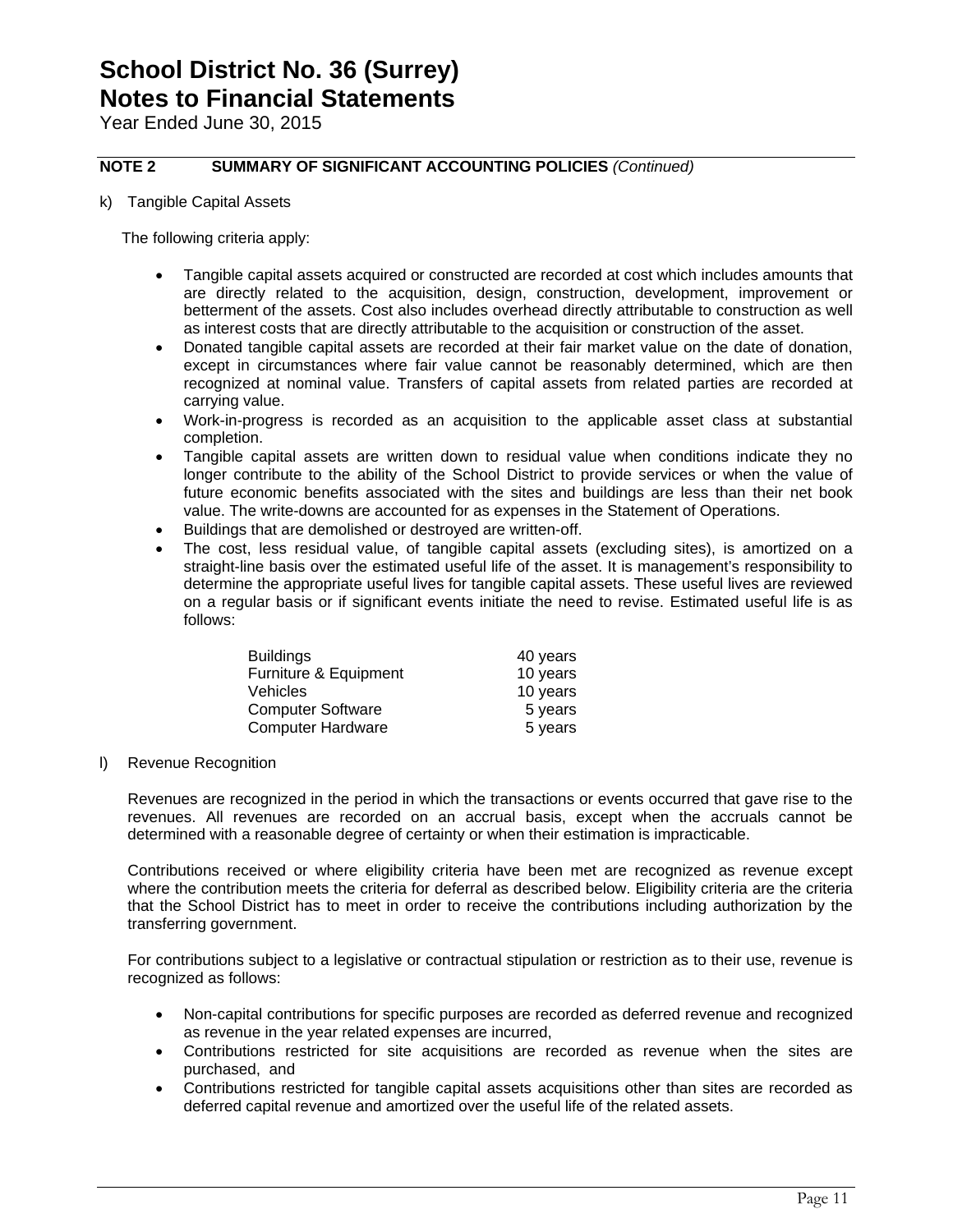# School District No. 36 (Surrey)
# Notes to Financial Statements
Year Ended June 30, 2015

## NOTE 2 SUMMARY OF SIGNIFICANT ACCOUNTING POLICIES *(Continued)*

k) Tangible Capital Assets

The following criteria apply:

- Tangible capital assets acquired or constructed are recorded at cost which includes amounts that are directly related to the acquisition, design, construction, development, improvement or betterment of the assets. Cost also includes overhead directly attributable to construction as well as interest costs that are directly attributable to the acquisition or construction of the asset.
- Donated tangible capital assets are recorded at their fair market value on the date of donation, except in circumstances where fair value cannot be reasonably determined, which are then recognized at nominal value. Transfers of capital assets from related parties are recorded at carrying value.
- Work-in-progress is recorded as an acquisition to the applicable asset class at substantial completion.
- Tangible capital assets are written down to residual value when conditions indicate they no longer contribute to the ability of the School District to provide services or when the value of future economic benefits associated with the sites and buildings are less than their net book value. The write-downs are accounted for as expenses in the Statement of Operations.
- Buildings that are demolished or destroyed are written-off.
- The cost, less residual value, of tangible capital assets (excluding sites), is amortized on a straight-line basis over the estimated useful life of the asset. It is management's responsibility to determine the appropriate useful lives for tangible capital assets. These useful lives are reviewed on a regular basis or if significant events initiate the need to revise. Estimated useful life is as follows:

| | |
|---|---|
| Buildings | 40 years |
| Furniture & Equipment | 10 years |
| Vehicles | 10 years |
| Computer Software | 5 years |
| Computer Hardware | 5 years |

l) Revenue Recognition

Revenues are recognized in the period in which the transactions or events occurred that gave rise to the revenues. All revenues are recorded on an accrual basis, except when the accruals cannot be determined with a reasonable degree of certainty or when their estimation is impracticable.

Contributions received or where eligibility criteria have been met are recognized as revenue except where the contribution meets the criteria for deferral as described below. Eligibility criteria are the criteria that the School District has to meet in order to receive the contributions including authorization by the transferring government.

For contributions subject to a legislative or contractual stipulation or restriction as to their use, revenue is recognized as follows:

- Non-capital contributions for specific purposes are recorded as deferred revenue and recognized as revenue in the year related expenses are incurred,
- Contributions restricted for site acquisitions are recorded as revenue when the sites are purchased, and
- Contributions restricted for tangible capital assets acquisitions other than sites are recorded as deferred capital revenue and amortized over the useful life of the related assets.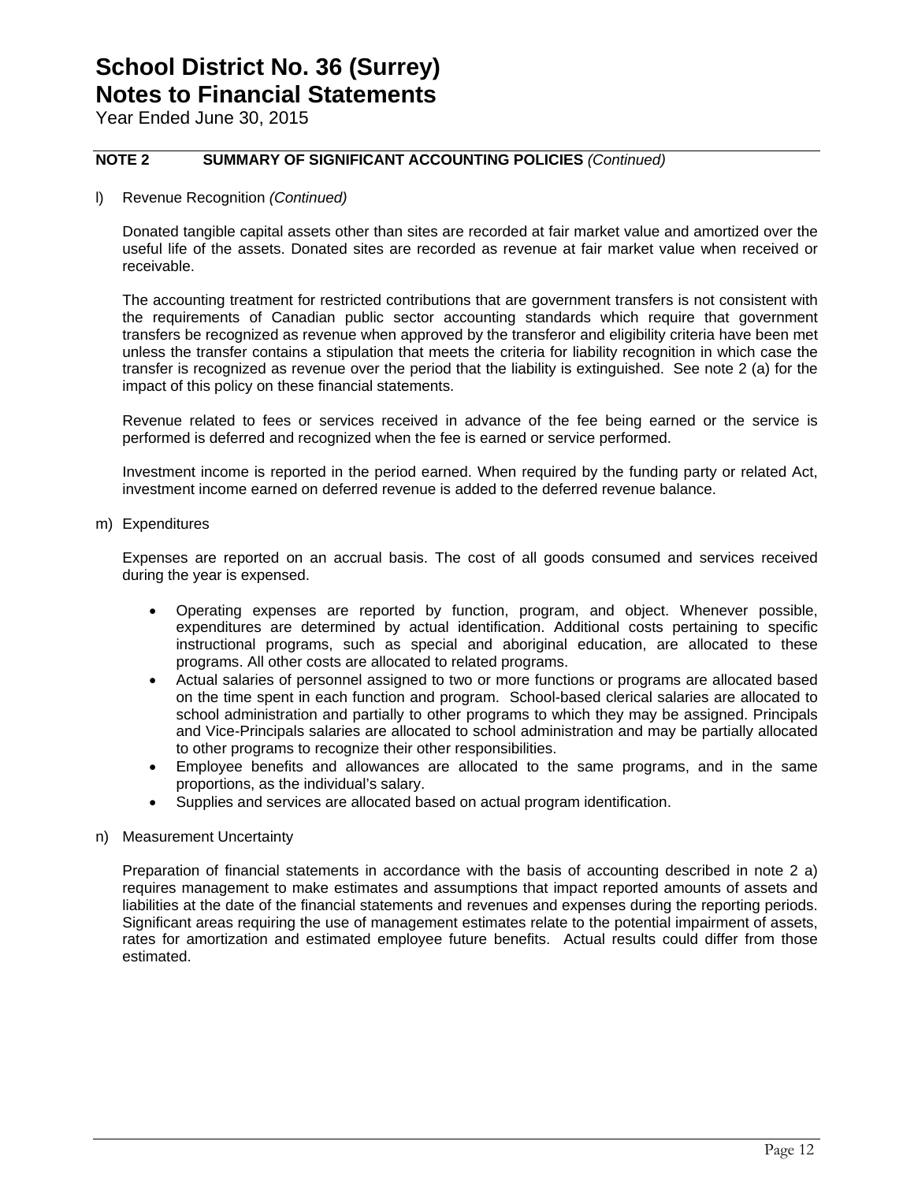## NOTE 2 SUMMARY OF SIGNIFICANT ACCOUNTING POLICIES *(Continued)*

l) Revenue Recognition *(Continued)*

Donated tangible capital assets other than sites are recorded at fair market value and amortized over the useful life of the assets. Donated sites are recorded as revenue at fair market value when received or receivable.

The accounting treatment for restricted contributions that are government transfers is not consistent with the requirements of Canadian public sector accounting standards which require that government transfers be recognized as revenue when approved by the transferor and eligibility criteria have been met unless the transfer contains a stipulation that meets the criteria for liability recognition in which case the transfer is recognized as revenue over the period that the liability is extinguished. See note 2 (a) for the impact of this policy on these financial statements.

Revenue related to fees or services received in advance of the fee being earned or the service is performed is deferred and recognized when the fee is earned or service performed.

Investment income is reported in the period earned. When required by the funding party or related Act, investment income earned on deferred revenue is added to the deferred revenue balance.

m) Expenditures

Expenses are reported on an accrual basis. The cost of all goods consumed and services received during the year is expensed.

- Operating expenses are reported by function, program, and object. Whenever possible, expenditures are determined by actual identification. Additional costs pertaining to specific instructional programs, such as special and aboriginal education, are allocated to these programs. All other costs are allocated to related programs.
- Actual salaries of personnel assigned to two or more functions or programs are allocated based on the time spent in each function and program. School-based clerical salaries are allocated to school administration and partially to other programs to which they may be assigned. Principals and Vice-Principals salaries are allocated to school administration and may be partially allocated to other programs to recognize their other responsibilities.
- Employee benefits and allowances are allocated to the same programs, and in the same proportions, as the individual's salary.
- Supplies and services are allocated based on actual program identification.

n) Measurement Uncertainty

Preparation of financial statements in accordance with the basis of accounting described in note 2 a) requires management to make estimates and assumptions that impact reported amounts of assets and liabilities at the date of the financial statements and revenues and expenses during the reporting periods. Significant areas requiring the use of management estimates relate to the potential impairment of assets, rates for amortization and estimated employee future benefits. Actual results could differ from those estimated.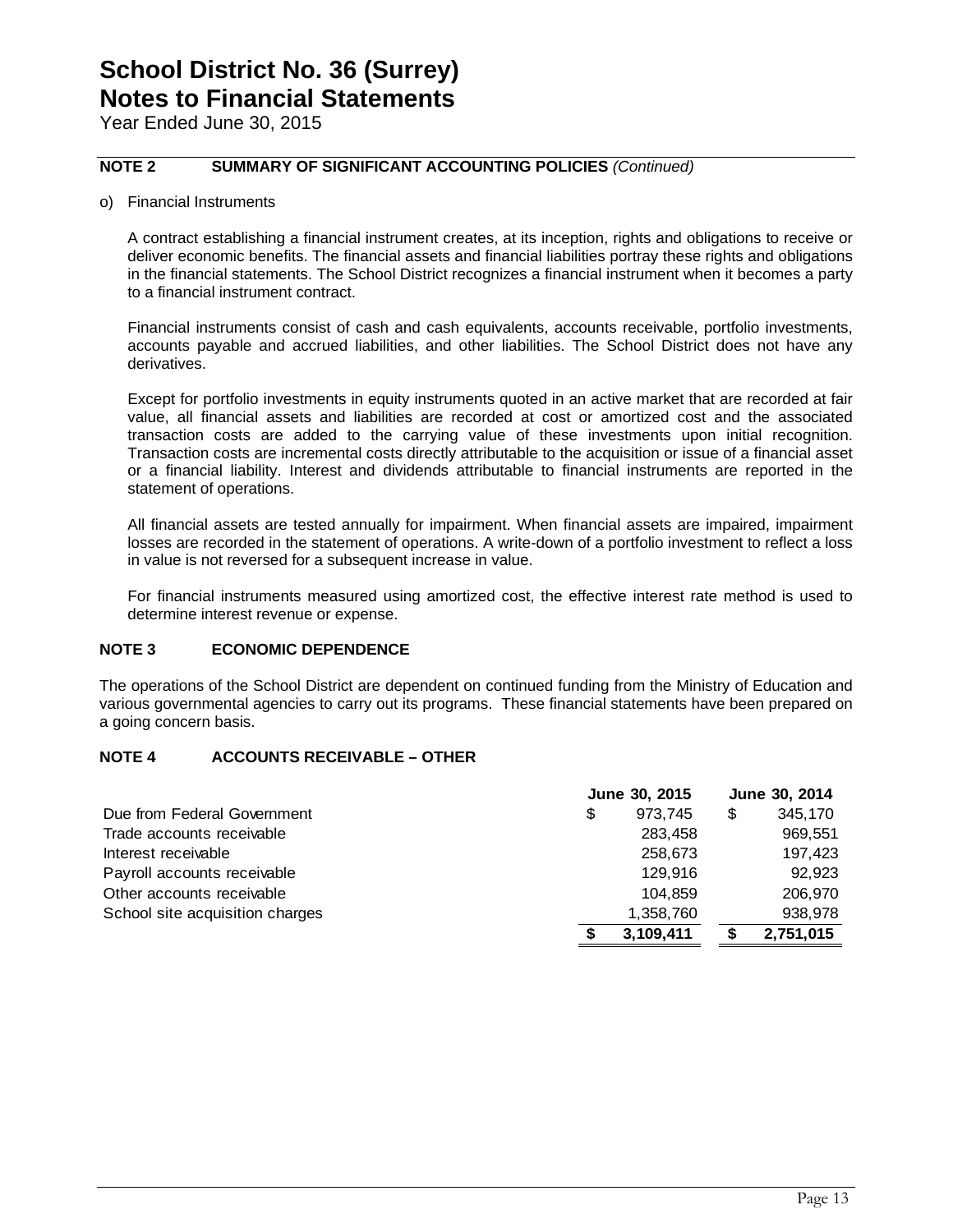# School District No. 36 (Surrey)
# Notes to Financial Statements
Year Ended June 30, 2015

## NOTE 2 SUMMARY OF SIGNIFICANT ACCOUNTING POLICIES *(Continued)*

o) Financial Instruments

A contract establishing a financial instrument creates, at its inception, rights and obligations to receive or deliver economic benefits. The financial assets and financial liabilities portray these rights and obligations in the financial statements. The School District recognizes a financial instrument when it becomes a party to a financial instrument contract.

Financial instruments consist of cash and cash equivalents, accounts receivable, portfolio investments, accounts payable and accrued liabilities, and other liabilities. The School District does not have any derivatives.

Except for portfolio investments in equity instruments quoted in an active market that are recorded at fair value, all financial assets and liabilities are recorded at cost or amortized cost and the associated transaction costs are added to the carrying value of these investments upon initial recognition. Transaction costs are incremental costs directly attributable to the acquisition or issue of a financial asset or a financial liability. Interest and dividends attributable to financial instruments are reported in the statement of operations.

All financial assets are tested annually for impairment. When financial assets are impaired, impairment losses are recorded in the statement of operations. A write-down of a portfolio investment to reflect a loss in value is not reversed for a subsequent increase in value.

For financial instruments measured using amortized cost, the effective interest rate method is used to determine interest revenue or expense.

## NOTE 3 ECONOMIC DEPENDENCE

The operations of the School District are dependent on continued funding from the Ministry of Education and various governmental agencies to carry out its programs. These financial statements have been prepared on a going concern basis.

## NOTE 4 ACCOUNTS RECEIVABLE – OTHER

| | June 30, 2015 | June 30, 2014 |
|---|---|---|
| Due from Federal Government | $ 973,745 | $ 345,170 |
| Trade accounts receivable | 283,458 | 969,551 |
| Interest receivable | 258,673 | 197,423 |
| Payroll accounts receivable | 129,916 | 92,923 |
| Other accounts receivable | 104,859 | 206,970 |
| School site acquisition charges | 1,358,760 | 938,978 |
| | **$ 3,109,411** | **$ 2,751,015** |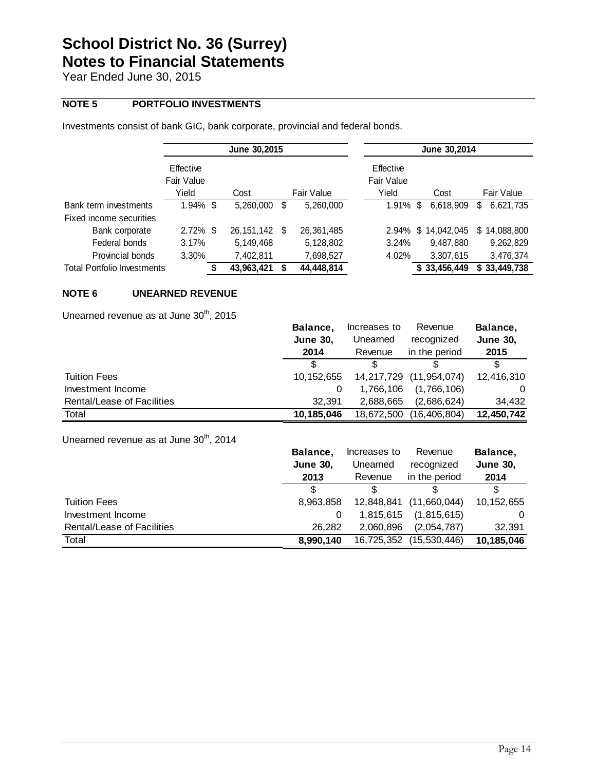# School District No. 36 (Surrey)
# Notes to Financial Statements

Year Ended June 30, 2015

## NOTE 5 PORTFOLIO INVESTMENTS

Investments consist of bank GIC, bank corporate, provincial and federal bonds.

| | June 30,2015 | | | June 30,2014 | | |
|---|---|---|---|---|---|---|
| | Effective Fair Value Yield | Cost | Fair Value | Effective Fair Value Yield | Cost | Fair Value |
| Bank term investments | 1.94% | $ 5,260,000 | $ 5,260,000 | 1.91% | $ 6,618,909 | $ 6,621,735 |
| Fixed income securities | | | | | | |
| Bank corporate | 2.72% | $ 26,151,142 | $ 26,361,485 | 2.94% | $ 14,042,045 | $ 14,088,800 |
| Federal bonds | 3.17% | 5,149,468 | 5,128,802 | 3.24% | 9,487,880 | 9,262,829 |
| Provincial bonds | 3.30% | 7,402,811 | 7,698,527 | 4.02% | 3,307,615 | 3,476,374 |
| Total Portfolio Investments | | **$ 43,963,421** | **$ 44,448,814** | | **$ 33,456,449** | **$ 33,449,738** |

## NOTE 6 UNEARNED REVENUE

Unearned revenue as at June 30th, 2015

| | Balance, June 30, 2014 | Increases to Unearned Revenue | Revenue recognized in the period | Balance, June 30, 2015 |
|---|---|---|---|---|
| | $ | $ | $ | $ |
| Tuition Fees | 10,152,655 | 14,217,729 | (11,954,074) | 12,416,310 |
| Investment Income | 0 | 1,766,106 | (1,766,106) | 0 |
| Rental/Lease of Facilities | 32,391 | 2,688,665 | (2,686,624) | 34,432 |
| Total | **10,185,046** | 18,672,500 | (16,406,804) | **12,450,742** |

Unearned revenue as at June 30th, 2014

| | Balance, June 30, 2013 | Increases to Unearned Revenue | Revenue recognized in the period | Balance, June 30, 2014 |
|---|---|---|---|---|
| | $ | $ | $ | $ |
| Tuition Fees | 8,963,858 | 12,848,841 | (11,660,044) | 10,152,655 |
| Investment Income | 0 | 1,815,615 | (1,815,615) | 0 |
| Rental/Lease of Facilities | 26,282 | 2,060,896 | (2,054,787) | 32,391 |
| Total | **8,990,140** | 16,725,352 | (15,530,446) | **10,185,046** |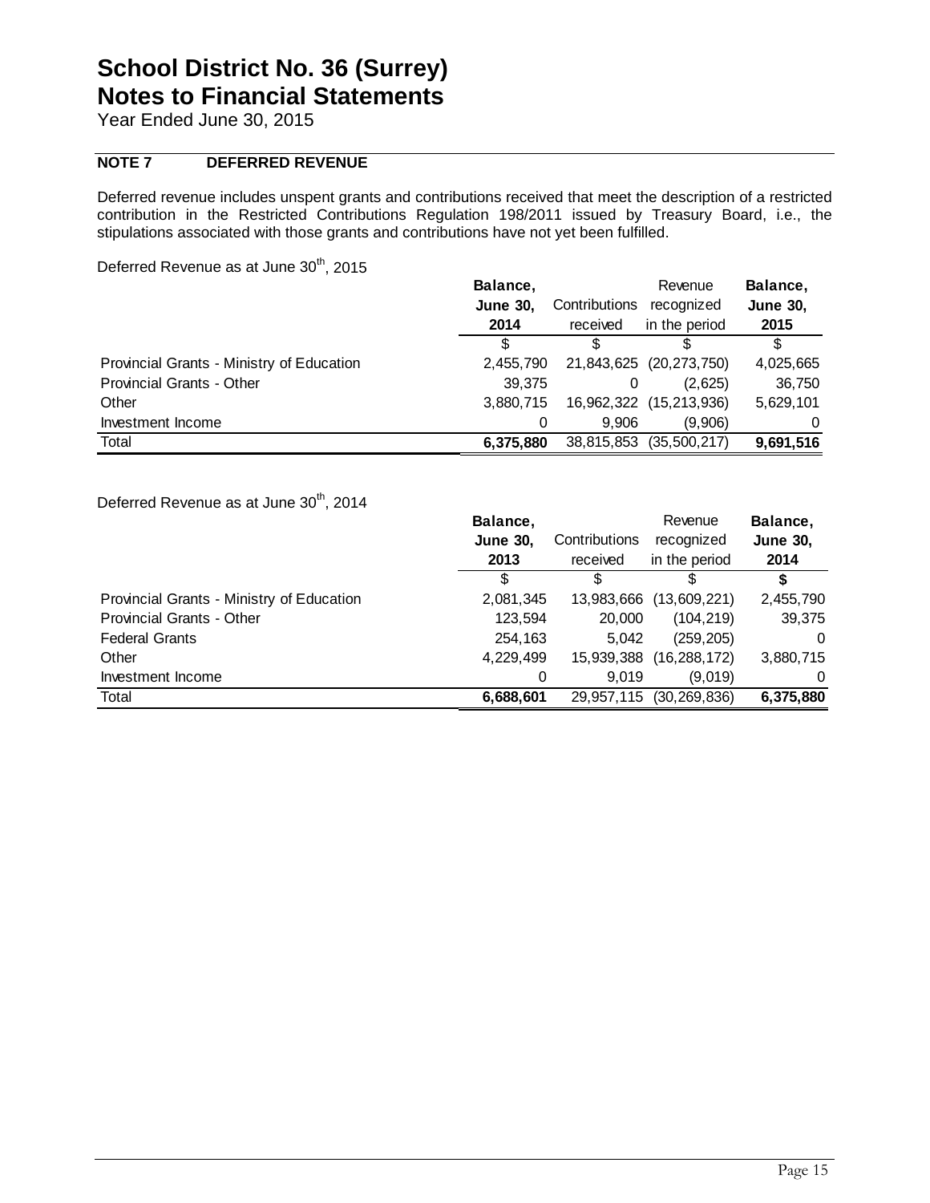# School District No. 36 (Surrey)
# Notes to Financial Statements

Year Ended June 30, 2015

## NOTE 7 DEFERRED REVENUE

Deferred revenue includes unspent grants and contributions received that meet the description of a restricted contribution in the Restricted Contributions Regulation 198/2011 issued by Treasury Board, i.e., the stipulations associated with those grants and contributions have not yet been fulfilled.

Deferred Revenue as at June 30th, 2015

| | Balance, June 30, 2014 | Contributions received | Revenue recognized in the period | Balance, June 30, 2015 |
|---|---|---|---|---|
| | $ | $ | $ | $ |
| Provincial Grants - Ministry of Education | 2,455,790 | 21,843,625 | (20,273,750) | 4,025,665 |
| Provincial Grants - Other | 39,375 | 0 | (2,625) | 36,750 |
| Other | 3,880,715 | 16,962,322 | (15,213,936) | 5,629,101 |
| Investment Income | 0 | 9,906 | (9,906) | 0 |
| Total | **6,375,880** | 38,815,853 | (35,500,217) | **9,691,516** |

Deferred Revenue as at June 30th, 2014

| | Balance, June 30, 2013 | Contributions received | Revenue recognized in the period | Balance, June 30, 2014 |
|---|---|---|---|---|
| | $ | $ | $ | **$** |
| Provincial Grants - Ministry of Education | 2,081,345 | 13,983,666 | (13,609,221) | 2,455,790 |
| Provincial Grants - Other | 123,594 | 20,000 | (104,219) | 39,375 |
| Federal Grants | 254,163 | 5,042 | (259,205) | 0 |
| Other | 4,229,499 | 15,939,388 | (16,288,172) | 3,880,715 |
| Investment Income | 0 | 9,019 | (9,019) | 0 |
| Total | **6,688,601** | 29,957,115 | (30,269,836) | **6,375,880** |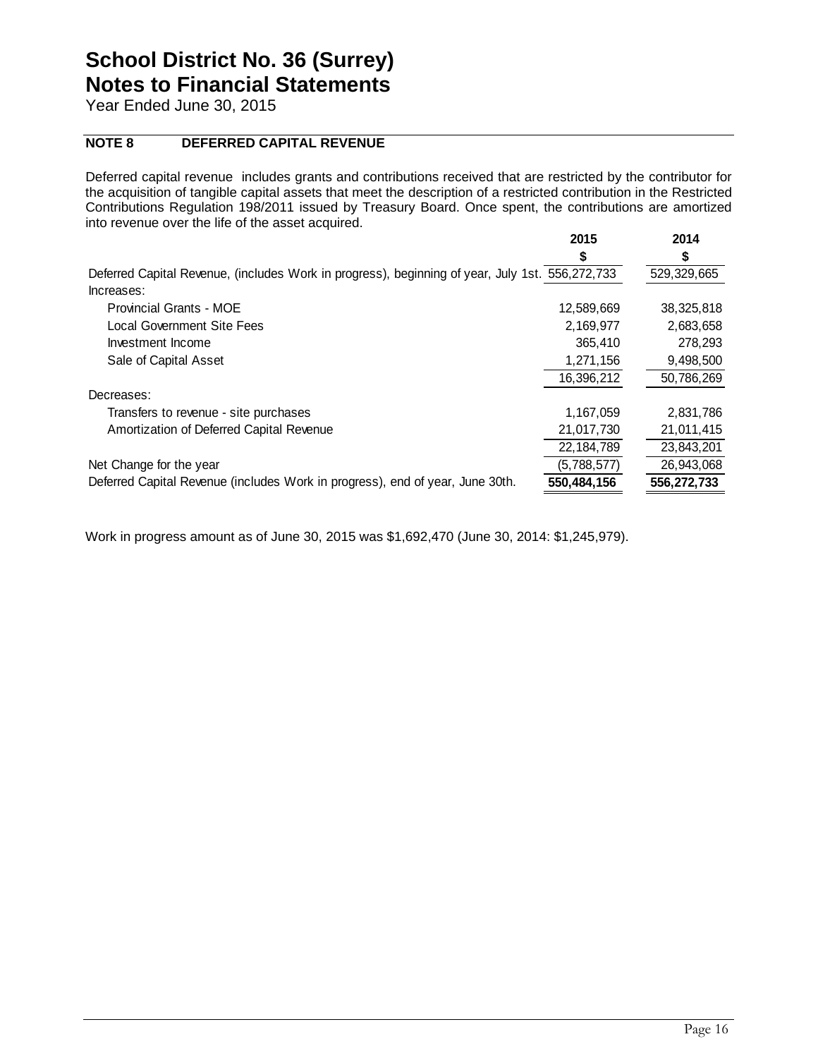# School District No. 36 (Surrey)
# Notes to Financial Statements

Year Ended June 30, 2015

## NOTE 8 DEFERRED CAPITAL REVENUE

Deferred capital revenue includes grants and contributions received that are restricted by the contributor for the acquisition of tangible capital assets that meet the description of a restricted contribution in the Restricted Contributions Regulation 198/2011 issued by Treasury Board. Once spent, the contributions are amortized into revenue over the life of the asset acquired.

| | 2015 | 2014 |
|---|---|---|
| | $ | $ |
| Deferred Capital Revenue, (includes Work in progress), beginning of year, July 1st. | 556,272,733 | 529,329,665 |
| Increases: | | |
| Provincial Grants - MOE | 12,589,669 | 38,325,818 |
| Local Government Site Fees | 2,169,977 | 2,683,658 |
| Investment Income | 365,410 | 278,293 |
| Sale of Capital Asset | 1,271,156 | 9,498,500 |
| | 16,396,212 | 50,786,269 |
| Decreases: | | |
| Transfers to revenue - site purchases | 1,167,059 | 2,831,786 |
| Amortization of Deferred Capital Revenue | 21,017,730 | 21,011,415 |
| | 22,184,789 | 23,843,201 |
| Net Change for the year | (5,788,577) | 26,943,068 |
| Deferred Capital Revenue (includes Work in progress), end of year, June 30th. | **550,484,156** | **556,272,733** |

Work in progress amount as of June 30, 2015 was $1,692,470 (June 30, 2014: $1,245,979).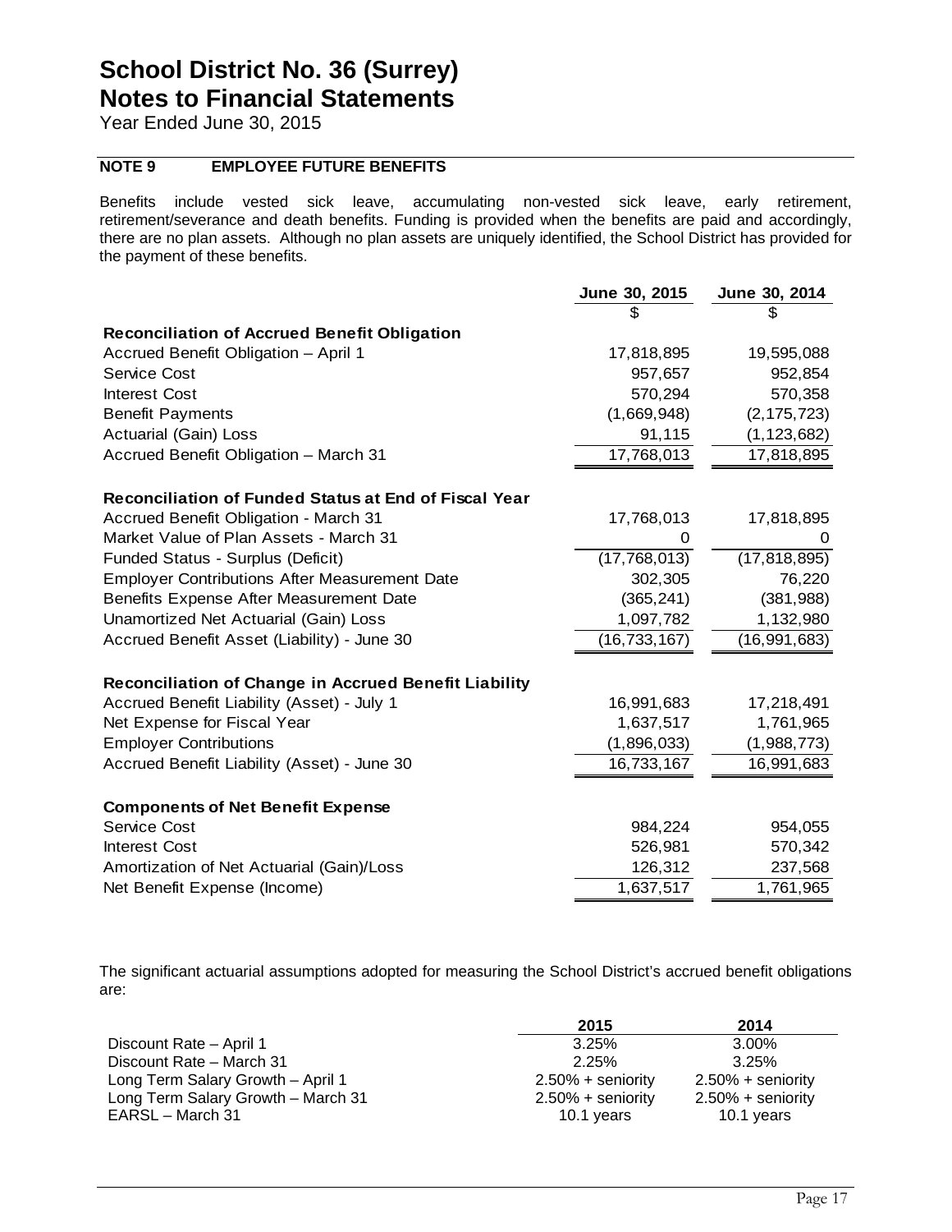# School District No. 36 (Surrey)
# Notes to Financial Statements

Year Ended June 30, 2015

## NOTE 9 EMPLOYEE FUTURE BENEFITS

Benefits include vested sick leave, accumulating non-vested sick leave, early retirement, retirement/severance and death benefits. Funding is provided when the benefits are paid and accordingly, there are no plan assets. Although no plan assets are uniquely identified, the School District has provided for the payment of these benefits.

| | June 30, 2015 | June 30, 2014 |
|---|---|---|
| | $ | $ |
| **Reconciliation of Accrued Benefit Obligation** | | |
| Accrued Benefit Obligation – April 1 | 17,818,895 | 19,595,088 |
| Service Cost | 957,657 | 952,854 |
| Interest Cost | 570,294 | 570,358 |
| Benefit Payments | (1,669,948) | (2,175,723) |
| Actuarial (Gain) Loss | 91,115 | (1,123,682) |
| Accrued Benefit Obligation – March 31 | 17,768,013 | 17,818,895 |
| | | |
| **Reconciliation of Funded Status at End of Fiscal Year** | | |
| Accrued Benefit Obligation - March 31 | 17,768,013 | 17,818,895 |
| Market Value of Plan Assets - March 31 | 0 | 0 |
| Funded Status - Surplus (Deficit) | (17,768,013) | (17,818,895) |
| Employer Contributions After Measurement Date | 302,305 | 76,220 |
| Benefits Expense After Measurement Date | (365,241) | (381,988) |
| Unamortized Net Actuarial (Gain) Loss | 1,097,782 | 1,132,980 |
| Accrued Benefit Asset (Liability) - June 30 | (16,733,167) | (16,991,683) |
| | | |
| **Reconciliation of Change in Accrued Benefit Liability** | | |
| Accrued Benefit Liability (Asset) - July 1 | 16,991,683 | 17,218,491 |
| Net Expense for Fiscal Year | 1,637,517 | 1,761,965 |
| Employer Contributions | (1,896,033) | (1,988,773) |
| Accrued Benefit Liability (Asset) - June 30 | 16,733,167 | 16,991,683 |
| | | |
| **Components of Net Benefit Expense** | | |
| Service Cost | 984,224 | 954,055 |
| Interest Cost | 526,981 | 570,342 |
| Amortization of Net Actuarial (Gain)/Loss | 126,312 | 237,568 |
| Net Benefit Expense (Income) | 1,637,517 | 1,761,965 |

The significant actuarial assumptions adopted for measuring the School District's accrued benefit obligations are:

| | 2015 | 2014 |
|---|---|---|
| Discount Rate – April 1 | 3.25% | 3.00% |
| Discount Rate – March 31 | 2.25% | 3.25% |
| Long Term Salary Growth – April 1 | 2.50% + seniority | 2.50% + seniority |
| Long Term Salary Growth – March 31 | 2.50% + seniority | 2.50% + seniority |
| EARSL – March 31 | 10.1 years | 10.1 years |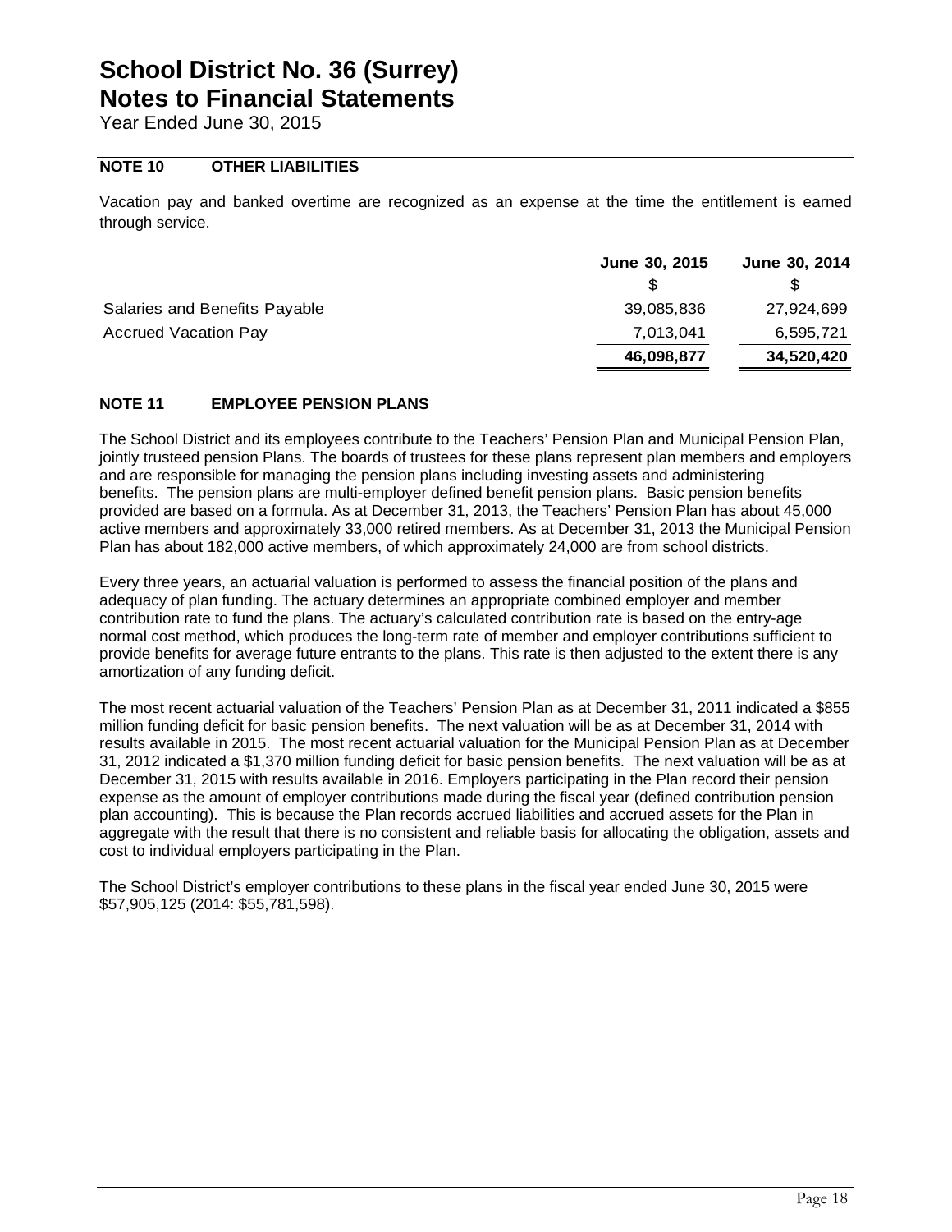# School District No. 36 (Surrey)
# Notes to Financial Statements

Year Ended June 30, 2015

## NOTE 10 OTHER LIABILITIES

Vacation pay and banked overtime are recognized as an expense at the time the entitlement is earned through service.

| | June 30, 2015 | June 30, 2014 |
|---|---|---|
| | $ | $ |
| Salaries and Benefits Payable | 39,085,836 | 27,924,699 |
| Accrued Vacation Pay | 7,013,041 | 6,595,721 |
| | **46,098,877** | **34,520,420** |

## NOTE 11 EMPLOYEE PENSION PLANS

The School District and its employees contribute to the Teachers' Pension Plan and Municipal Pension Plan, jointly trusteed pension Plans. The boards of trustees for these plans represent plan members and employers and are responsible for managing the pension plans including investing assets and administering benefits. The pension plans are multi-employer defined benefit pension plans. Basic pension benefits provided are based on a formula. As at December 31, 2013, the Teachers' Pension Plan has about 45,000 active members and approximately 33,000 retired members. As at December 31, 2013 the Municipal Pension Plan has about 182,000 active members, of which approximately 24,000 are from school districts.

Every three years, an actuarial valuation is performed to assess the financial position of the plans and adequacy of plan funding. The actuary determines an appropriate combined employer and member contribution rate to fund the plans. The actuary's calculated contribution rate is based on the entry-age normal cost method, which produces the long-term rate of member and employer contributions sufficient to provide benefits for average future entrants to the plans. This rate is then adjusted to the extent there is any amortization of any funding deficit.

The most recent actuarial valuation of the Teachers' Pension Plan as at December 31, 2011 indicated a $855 million funding deficit for basic pension benefits. The next valuation will be as at December 31, 2014 with results available in 2015. The most recent actuarial valuation for the Municipal Pension Plan as at December 31, 2012 indicated a $1,370 million funding deficit for basic pension benefits. The next valuation will be as at December 31, 2015 with results available in 2016. Employers participating in the Plan record their pension expense as the amount of employer contributions made during the fiscal year (defined contribution pension plan accounting). This is because the Plan records accrued liabilities and accrued assets for the Plan in aggregate with the result that there is no consistent and reliable basis for allocating the obligation, assets and cost to individual employers participating in the Plan.

The School District's employer contributions to these plans in the fiscal year ended June 30, 2015 were $57,905,125 (2014: $55,781,598).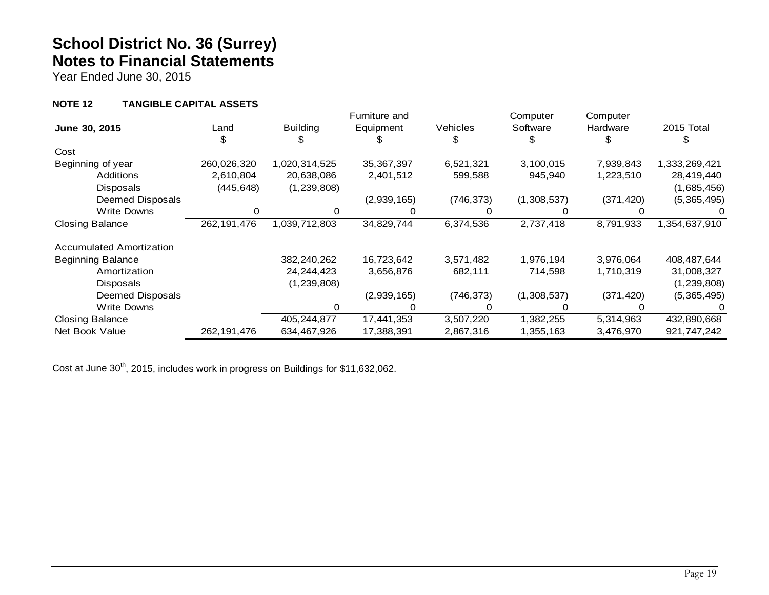# School District No. 36 (Surrey)
# Notes to Financial Statements
Year Ended June 30, 2015

**NOTE 12 TANGIBLE CAPITAL ASSETS**

| June 30, 2015 | Land | Building | Furniture and Equipment | Vehicles | Computer Software | Computer Hardware | 2015 Total |
|---|---|---|---|---|---|---|---|
| | $ | $ | $ | $ | $ | $ | $ |
| Cost | | | | | | | |
| Beginning of year | 260,026,320 | 1,020,314,525 | 35,367,397 | 6,521,321 | 3,100,015 | 7,939,843 | 1,333,269,421 |
| Additions | 2,610,804 | 20,638,086 | 2,401,512 | 599,588 | 945,940 | 1,223,510 | 28,419,440 |
| Disposals | (445,648) | (1,239,808) | | | | | (1,685,456) |
| Deemed Disposals | | | (2,939,165) | (746,373) | (1,308,537) | (371,420) | (5,365,495) |
| Write Downs | 0 | 0 | 0 | 0 | 0 | 0 | 0 |
| Closing Balance | 262,191,476 | 1,039,712,803 | 34,829,744 | 6,374,536 | 2,737,418 | 8,791,933 | 1,354,637,910 |
| | | | | | | | |
| Accumulated Amortization | | | | | | | |
| Beginning Balance | | 382,240,262 | 16,723,642 | 3,571,482 | 1,976,194 | 3,976,064 | 408,487,644 |
| Amortization | | 24,244,423 | 3,656,876 | 682,111 | 714,598 | 1,710,319 | 31,008,327 |
| Disposals | | (1,239,808) | | | | | (1,239,808) |
| Deemed Disposals | | | (2,939,165) | (746,373) | (1,308,537) | (371,420) | (5,365,495) |
| Write Downs | | 0 | 0 | 0 | 0 | 0 | 0 |
| Closing Balance | | 405,244,877 | 17,441,353 | 3,507,220 | 1,382,255 | 5,314,963 | 432,890,668 |
| Net Book Value | 262,191,476 | 634,467,926 | 17,388,391 | 2,867,316 | 1,355,163 | 3,476,970 | 921,747,242 |

Cost at June 30th, 2015, includes work in progress on Buildings for $11,632,062.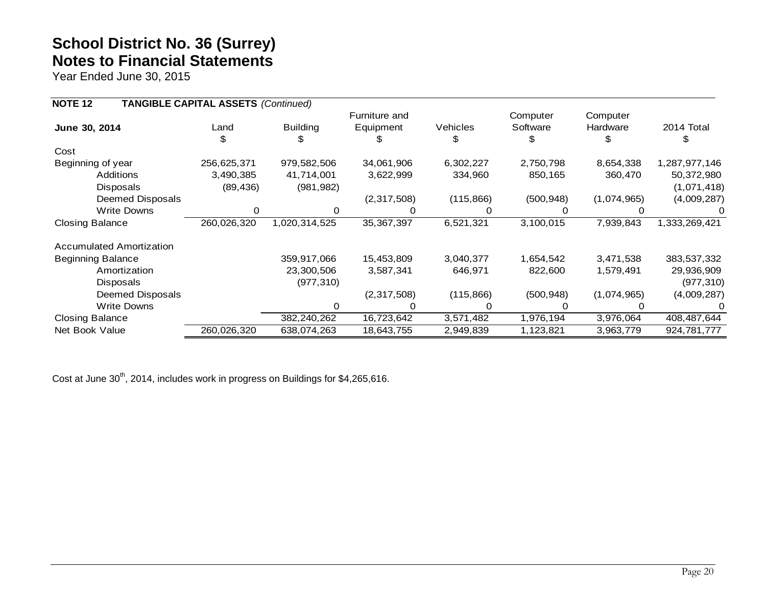# School District No. 36 (Surrey)
# Notes to Financial Statements

Year Ended June 30, 2015

**NOTE 12 TANGIBLE CAPITAL ASSETS** *(Continued)*

| **June 30, 2014** | Land | Building | Furniture and Equipment | Vehicles | Computer Software | Computer Hardware | 2014 Total |
|---|---|---|---|---|---|---|---|
| | $ | $ | $ | $ | $ | $ | $ |
| Cost | | | | | | | |
| Beginning of year | 256,625,371 | 979,582,506 | 34,061,906 | 6,302,227 | 2,750,798 | 8,654,338 | 1,287,977,146 |
| Additions | 3,490,385 | 41,714,001 | 3,622,999 | 334,960 | 850,165 | 360,470 | 50,372,980 |
| Disposals | (89,436) | (981,982) | | | | | (1,071,418) |
| Deemed Disposals | | | (2,317,508) | (115,866) | (500,948) | (1,074,965) | (4,009,287) |
| Write Downs | 0 | 0 | 0 | 0 | 0 | 0 | 0 |
| Closing Balance | 260,026,320 | 1,020,314,525 | 35,367,397 | 6,521,321 | 3,100,015 | 7,939,843 | 1,333,269,421 |
| | | | | | | | |
| Accumulated Amortization | | | | | | | |
| Beginning Balance | | 359,917,066 | 15,453,809 | 3,040,377 | 1,654,542 | 3,471,538 | 383,537,332 |
| Amortization | | 23,300,506 | 3,587,341 | 646,971 | 822,600 | 1,579,491 | 29,936,909 |
| Disposals | | (977,310) | | | | | (977,310) |
| Deemed Disposals | | | (2,317,508) | (115,866) | (500,948) | (1,074,965) | (4,009,287) |
| Write Downs | | 0 | 0 | 0 | 0 | 0 | 0 |
| Closing Balance | | 382,240,262 | 16,723,642 | 3,571,482 | 1,976,194 | 3,976,064 | 408,487,644 |
| Net Book Value | 260,026,320 | 638,074,263 | 18,643,755 | 2,949,839 | 1,123,821 | 3,963,779 | 924,781,777 |

Cost at June 30th, 2014, includes work in progress on Buildings for $4,265,616.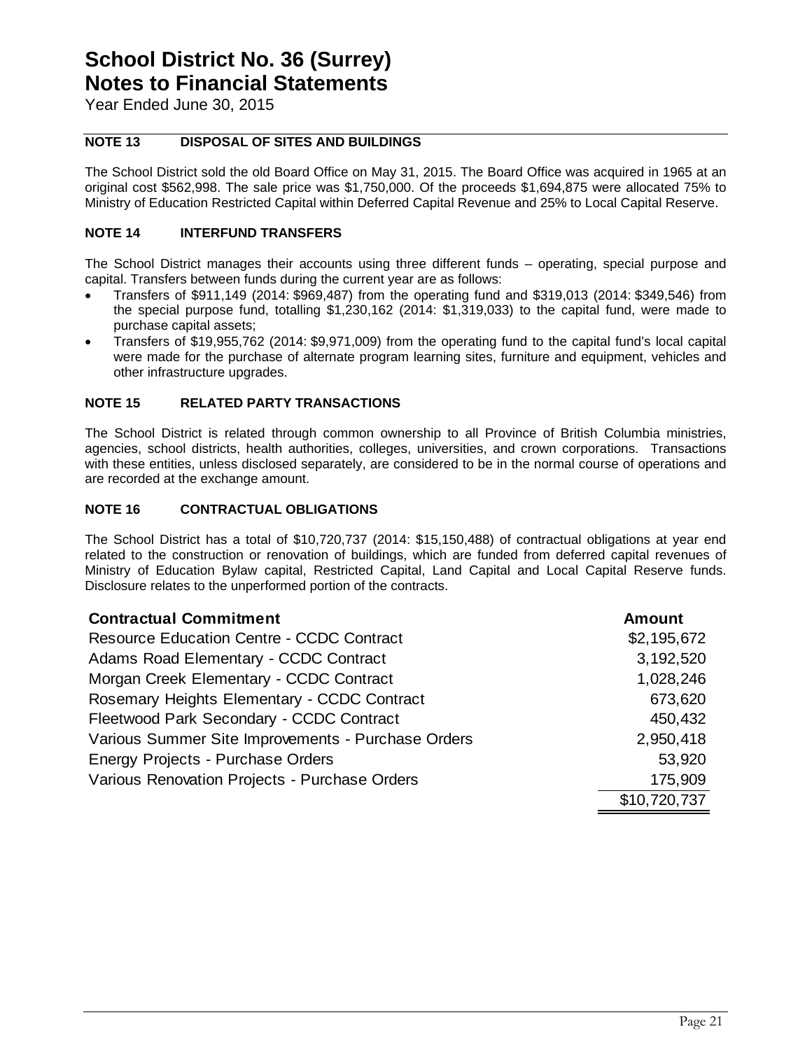# School District No. 36 (Surrey)
# Notes to Financial Statements

Year Ended June 30, 2015

## NOTE 13 DISPOSAL OF SITES AND BUILDINGS

The School District sold the old Board Office on May 31, 2015. The Board Office was acquired in 1965 at an original cost $562,998. The sale price was $1,750,000. Of the proceeds $1,694,875 were allocated 75% to Ministry of Education Restricted Capital within Deferred Capital Revenue and 25% to Local Capital Reserve.

## NOTE 14 INTERFUND TRANSFERS

The School District manages their accounts using three different funds – operating, special purpose and capital. Transfers between funds during the current year are as follows:

- Transfers of $911,149 (2014: $969,487) from the operating fund and $319,013 (2014: $349,546) from the special purpose fund, totalling $1,230,162 (2014: $1,319,033) to the capital fund, were made to purchase capital assets;
- Transfers of $19,955,762 (2014: $9,971,009) from the operating fund to the capital fund's local capital were made for the purchase of alternate program learning sites, furniture and equipment, vehicles and other infrastructure upgrades.

## NOTE 15 RELATED PARTY TRANSACTIONS

The School District is related through common ownership to all Province of British Columbia ministries, agencies, school districts, health authorities, colleges, universities, and crown corporations. Transactions with these entities, unless disclosed separately, are considered to be in the normal course of operations and are recorded at the exchange amount.

## NOTE 16 CONTRACTUAL OBLIGATIONS

The School District has a total of $10,720,737 (2014: $15,150,488) of contractual obligations at year end related to the construction or renovation of buildings, which are funded from deferred capital revenues of Ministry of Education Bylaw capital, Restricted Capital, Land Capital and Local Capital Reserve funds. Disclosure relates to the unperformed portion of the contracts.

| Contractual Commitment | Amount |
|---|---|
| Resource Education Centre - CCDC Contract | $2,195,672 |
| Adams Road Elementary - CCDC Contract | 3,192,520 |
| Morgan Creek Elementary - CCDC Contract | 1,028,246 |
| Rosemary Heights Elementary - CCDC Contract | 673,620 |
| Fleetwood Park Secondary - CCDC Contract | 450,432 |
| Various Summer Site Improvements - Purchase Orders | 2,950,418 |
| Energy Projects - Purchase Orders | 53,920 |
| Various Renovation Projects - Purchase Orders | 175,909 |
| | $10,720,737 |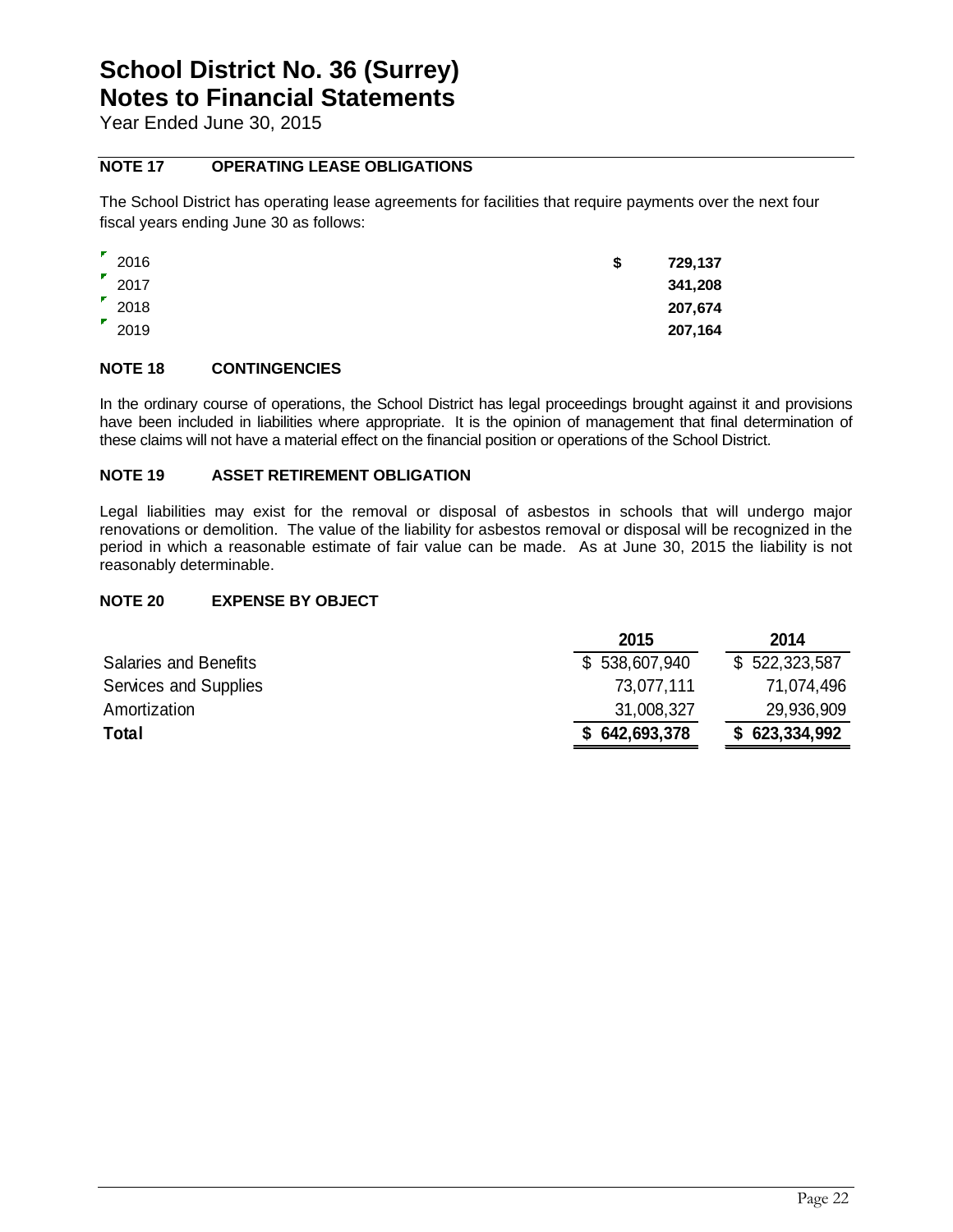# School District No. 36 (Surrey)
# Notes to Financial Statements

Year Ended June 30, 2015

## NOTE 17 OPERATING LEASE OBLIGATIONS

The School District has operating lease agreements for facilities that require payments over the next four fiscal years ending June 30 as follows:

| | |
|---|---|
| 2016 | **$ 729,137** |
| 2017 | **341,208** |
| 2018 | **207,674** |
| 2019 | **207,164** |

## NOTE 18 CONTINGENCIES

In the ordinary course of operations, the School District has legal proceedings brought against it and provisions have been included in liabilities where appropriate. It is the opinion of management that final determination of these claims will not have a material effect on the financial position or operations of the School District.

## NOTE 19 ASSET RETIREMENT OBLIGATION

Legal liabilities may exist for the removal or disposal of asbestos in schools that will undergo major renovations or demolition. The value of the liability for asbestos removal or disposal will be recognized in the period in which a reasonable estimate of fair value can be made. As at June 30, 2015 the liability is not reasonably determinable.

## NOTE 20 EXPENSE BY OBJECT

| | 2015 | 2014 |
|---|---|---|
| Salaries and Benefits | $ 538,607,940 | $ 522,323,587 |
| Services and Supplies | 73,077,111 | 71,074,496 |
| Amortization | 31,008,327 | 29,936,909 |
| **Total** | **$ 642,693,378** | **$ 623,334,992** |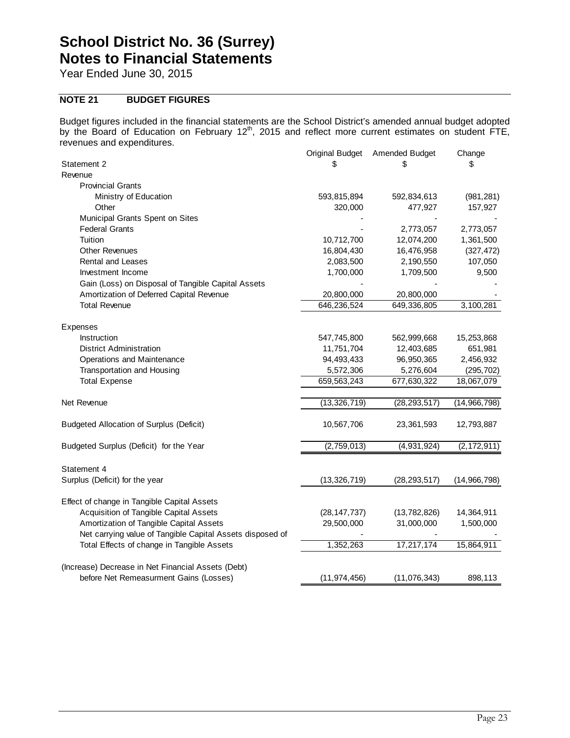# School District No. 36 (Surrey)
# Notes to Financial Statements

Year Ended June 30, 2015

## NOTE 21 BUDGET FIGURES

Budget figures included in the financial statements are the School District's amended annual budget adopted by the Board of Education on February 12th, 2015 and reflect more current estimates on student FTE, revenues and expenditures.

| | Original Budget | Amended Budget | Change |
|---|---|---|---|
| Statement 2 | $ | $ | $ |
| Revenue | | | |
| Provincial Grants | | | |
| Ministry of Education | 593,815,894 | 592,834,613 | (981,281) |
| Other | 320,000 | 477,927 | 157,927 |
| Municipal Grants Spent on Sites | - | - | - |
| Federal Grants | - | 2,773,057 | 2,773,057 |
| Tuition | 10,712,700 | 12,074,200 | 1,361,500 |
| Other Revenues | 16,804,430 | 16,476,958 | (327,472) |
| Rental and Leases | 2,083,500 | 2,190,550 | 107,050 |
| Investment Income | 1,700,000 | 1,709,500 | 9,500 |
| Gain (Loss) on Disposal of Tangible Capital Assets | - | - | - |
| Amortization of Deferred Capital Revenue | 20,800,000 | 20,800,000 | - |
| Total Revenue | 646,236,524 | 649,336,805 | 3,100,281 |
| | | | |
| Expenses | | | |
| Instruction | 547,745,800 | 562,999,668 | 15,253,868 |
| District Administration | 11,751,704 | 12,403,685 | 651,981 |
| Operations and Maintenance | 94,493,433 | 96,950,365 | 2,456,932 |
| Transportation and Housing | 5,572,306 | 5,276,604 | (295,702) |
| Total Expense | 659,563,243 | 677,630,322 | 18,067,079 |
| | | | |
| Net Revenue | (13,326,719) | (28,293,517) | (14,966,798) |
| | | | |
| Budgeted Allocation of Surplus (Deficit) | 10,567,706 | 23,361,593 | 12,793,887 |
| | | | |
| Budgeted Surplus (Deficit) for the Year | (2,759,013) | (4,931,924) | (2,172,911) |
| | | | |
| Statement 4 | | | |
| Surplus (Deficit) for the year | (13,326,719) | (28,293,517) | (14,966,798) |
| | | | |
| Effect of change in Tangible Capital Assets | | | |
| Acquisition of Tangible Capital Assets | (28,147,737) | (13,782,826) | 14,364,911 |
| Amortization of Tangible Capital Assets | 29,500,000 | 31,000,000 | 1,500,000 |
| Net carrying value of Tangible Capital Assets disposed of | - | - | - |
| Total Effects of change in Tangible Assets | 1,352,263 | 17,217,174 | 15,864,911 |
| | | | |
| (Increase) Decrease in Net Financial Assets (Debt) before Net Remeasurment Gains (Losses) | (11,974,456) | (11,076,343) | 898,113 |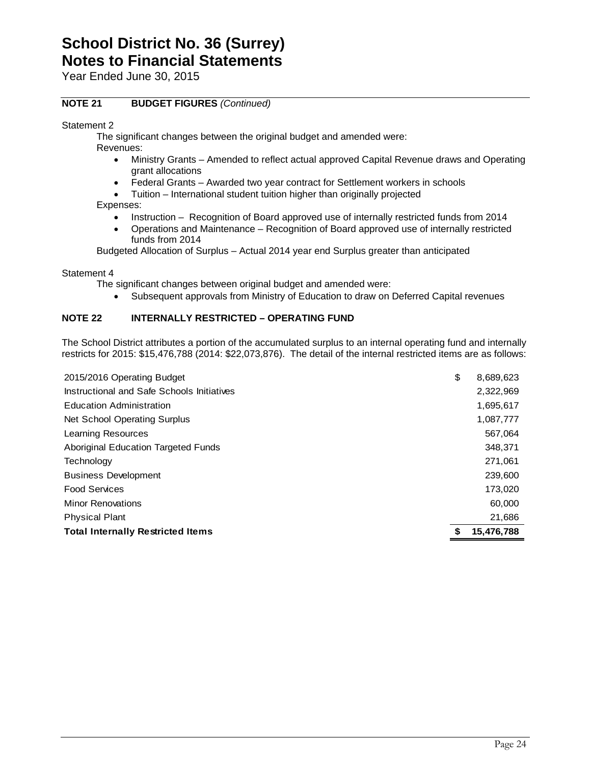# School District No. 36 (Surrey)
# Notes to Financial Statements

Year Ended June 30, 2015

## NOTE 21 BUDGET FIGURES *(Continued)*

Statement 2

The significant changes between the original budget and amended were:

Revenues:

- Ministry Grants – Amended to reflect actual approved Capital Revenue draws and Operating grant allocations
- Federal Grants – Awarded two year contract for Settlement workers in schools
- Tuition – International student tuition higher than originally projected

Expenses:

- Instruction – Recognition of Board approved use of internally restricted funds from 2014
- Operations and Maintenance – Recognition of Board approved use of internally restricted funds from 2014

Budgeted Allocation of Surplus – Actual 2014 year end Surplus greater than anticipated

Statement 4

The significant changes between original budget and amended were:

- Subsequent approvals from Ministry of Education to draw on Deferred Capital revenues

## NOTE 22 INTERNALLY RESTRICTED – OPERATING FUND

The School District attributes a portion of the accumulated surplus to an internal operating fund and internally restricts for 2015: $15,476,788 (2014: $22,073,876). The detail of the internal restricted items are as follows:

| | |
|---|---|
| 2015/2016 Operating Budget | $ 8,689,623 |
| Instructional and Safe Schools Initiatives | 2,322,969 |
| Education Administration | 1,695,617 |
| Net School Operating Surplus | 1,087,777 |
| Learning Resources | 567,064 |
| Aboriginal Education Targeted Funds | 348,371 |
| Technology | 271,061 |
| Business Development | 239,600 |
| Food Services | 173,020 |
| Minor Renovations | 60,000 |
| Physical Plant | 21,686 |
| **Total Internally Restricted Items** | **$ 15,476,788** |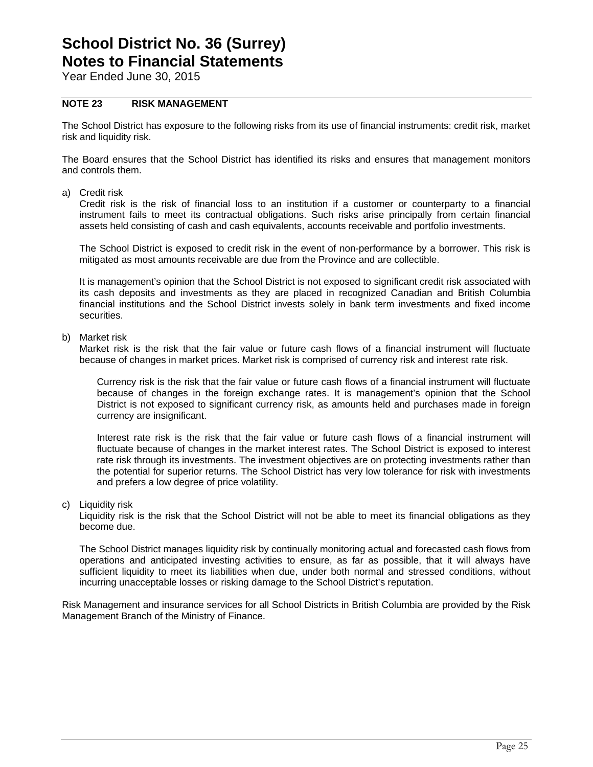# School District No. 36 (Surrey)
# Notes to Financial Statements
Year Ended June 30, 2015

## NOTE 23 RISK MANAGEMENT

The School District has exposure to the following risks from its use of financial instruments: credit risk, market risk and liquidity risk.

The Board ensures that the School District has identified its risks and ensures that management monitors and controls them.

a) Credit risk
   Credit risk is the risk of financial loss to an institution if a customer or counterparty to a financial instrument fails to meet its contractual obligations. Such risks arise principally from certain financial assets held consisting of cash and cash equivalents, accounts receivable and portfolio investments.

   The School District is exposed to credit risk in the event of non-performance by a borrower. This risk is mitigated as most amounts receivable are due from the Province and are collectible.

   It is management's opinion that the School District is not exposed to significant credit risk associated with its cash deposits and investments as they are placed in recognized Canadian and British Columbia financial institutions and the School District invests solely in bank term investments and fixed income securities.

b) Market risk
   Market risk is the risk that the fair value or future cash flows of a financial instrument will fluctuate because of changes in market prices. Market risk is comprised of currency risk and interest rate risk.

   Currency risk is the risk that the fair value or future cash flows of a financial instrument will fluctuate because of changes in the foreign exchange rates. It is management's opinion that the School District is not exposed to significant currency risk, as amounts held and purchases made in foreign currency are insignificant.

   Interest rate risk is the risk that the fair value or future cash flows of a financial instrument will fluctuate because of changes in the market interest rates. The School District is exposed to interest rate risk through its investments. The investment objectives are on protecting investments rather than the potential for superior returns. The School District has very low tolerance for risk with investments and prefers a low degree of price volatility.

c) Liquidity risk
   Liquidity risk is the risk that the School District will not be able to meet its financial obligations as they become due.

   The School District manages liquidity risk by continually monitoring actual and forecasted cash flows from operations and anticipated investing activities to ensure, as far as possible, that it will always have sufficient liquidity to meet its liabilities when due, under both normal and stressed conditions, without incurring unacceptable losses or risking damage to the School District's reputation.

Risk Management and insurance services for all School Districts in British Columbia are provided by the Risk Management Branch of the Ministry of Finance.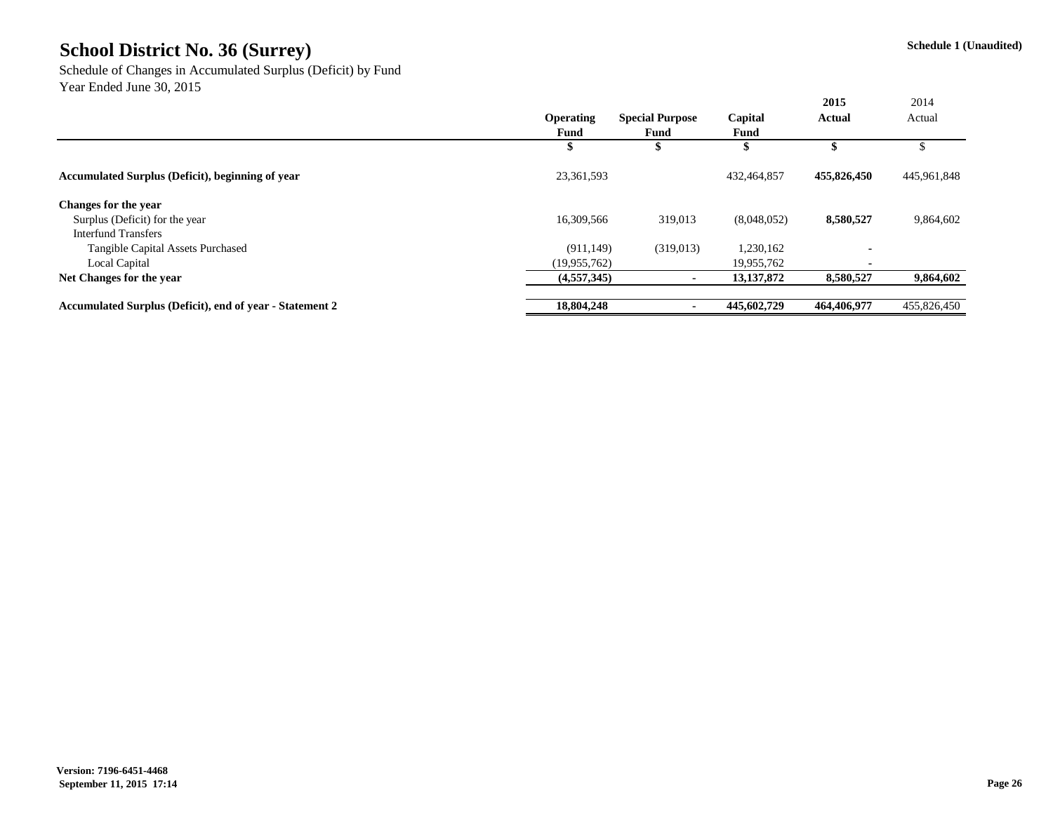# School District No. 36 (Surrey)

**Schedule 1 (Unaudited)**

Schedule of Changes in Accumulated Surplus (Deficit) by Fund
Year Ended June 30, 2015

| | Operating Fund | Special Purpose Fund | Capital Fund | 2015 Actual | 2014 Actual |
|---|---|---|---|---|---|
| | **$** | **$** | **$** | **$** | $ |
| **Accumulated Surplus (Deficit), beginning of year** | 23,361,593 | | 432,464,857 | **455,826,450** | 445,961,848 |
| **Changes for the year** | | | | | |
| Surplus (Deficit) for the year | 16,309,566 | 319,013 | (8,048,052) | **8,580,527** | 9,864,602 |
| Interfund Transfers | | | | | |
| Tangible Capital Assets Purchased | (911,149) | (319,013) | 1,230,162 | - | |
| Local Capital | (19,955,762) | | 19,955,762 | - | |
| **Net Changes for the year** | **(4,557,345)** | **-** | **13,137,872** | **8,580,527** | **9,864,602** |
| **Accumulated Surplus (Deficit), end of year - Statement 2** | **18,804,248** | **-** | **445,602,729** | **464,406,977** | 455,826,450 |

**Version: 7196-6451-4468**
**September 11, 2015 17:14**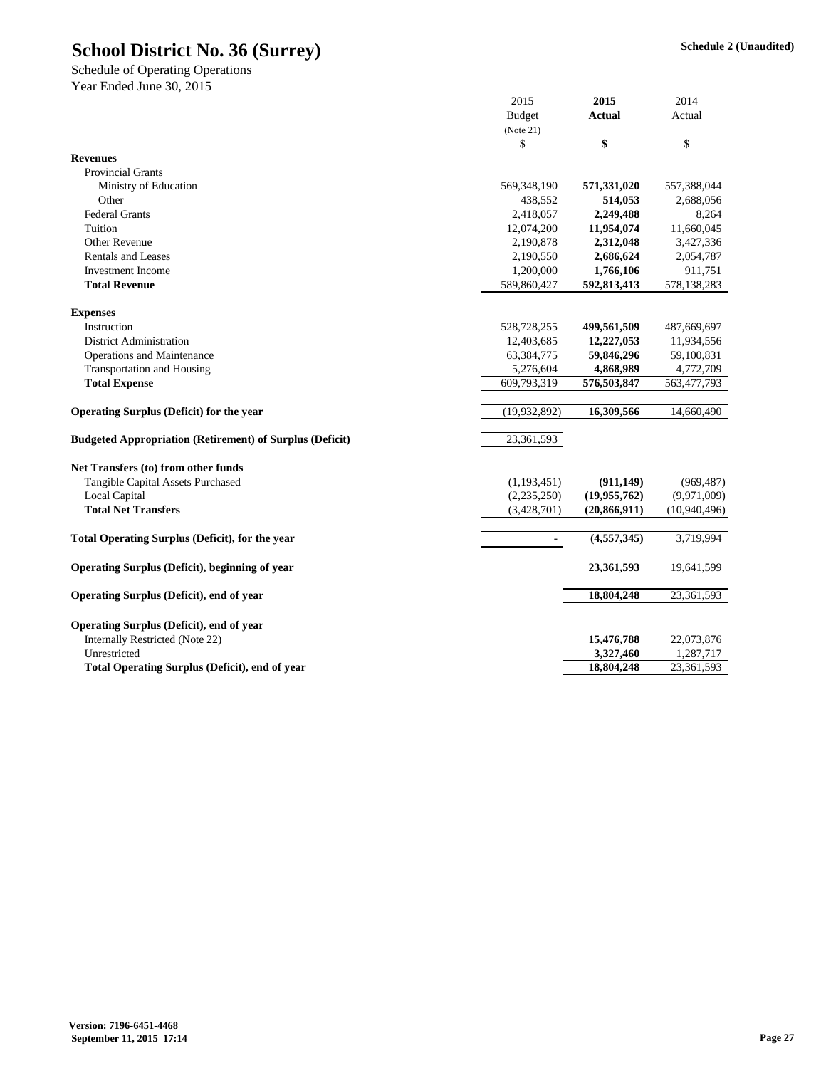# School District No. 36 (Surrey)

**Schedule 2 (Unaudited)**

Schedule of Operating Operations
Year Ended June 30, 2015

| | 2015 Budget (Note 21) | **2015 Actual** | 2014 Actual |
|---|---|---|---|
| | $ | **$** | $ |
| **Revenues** | | | |
| Provincial Grants | | | |
| Ministry of Education | 569,348,190 | **571,331,020** | 557,388,044 |
| Other | 438,552 | **514,053** | 2,688,056 |
| Federal Grants | 2,418,057 | **2,249,488** | 8,264 |
| Tuition | 12,074,200 | **11,954,074** | 11,660,045 |
| Other Revenue | 2,190,878 | **2,312,048** | 3,427,336 |
| Rentals and Leases | 2,190,550 | **2,686,624** | 2,054,787 |
| Investment Income | 1,200,000 | **1,766,106** | 911,751 |
| **Total Revenue** | 589,860,427 | **592,813,413** | 578,138,283 |
| **Expenses** | | | |
| Instruction | 528,728,255 | **499,561,509** | 487,669,697 |
| District Administration | 12,403,685 | **12,227,053** | 11,934,556 |
| Operations and Maintenance | 63,384,775 | **59,846,296** | 59,100,831 |
| Transportation and Housing | 5,276,604 | **4,868,989** | 4,772,709 |
| **Total Expense** | 609,793,319 | **576,503,847** | 563,477,793 |
| **Operating Surplus (Deficit) for the year** | (19,932,892) | **16,309,566** | 14,660,490 |
| **Budgeted Appropriation (Retirement) of Surplus (Deficit)** | 23,361,593 | | |
| **Net Transfers (to) from other funds** | | | |
| Tangible Capital Assets Purchased | (1,193,451) | **(911,149)** | (969,487) |
| Local Capital | (2,235,250) | **(19,955,762)** | (9,971,009) |
| **Total Net Transfers** | (3,428,701) | **(20,866,911)** | (10,940,496) |
| **Total Operating Surplus (Deficit), for the year** | - | **(4,557,345)** | 3,719,994 |
| **Operating Surplus (Deficit), beginning of year** | | **23,361,593** | 19,641,599 |
| **Operating Surplus (Deficit), end of year** | | **18,804,248** | 23,361,593 |
| **Operating Surplus (Deficit), end of year** | | | |
| Internally Restricted (Note 22) | | **15,476,788** | 22,073,876 |
| Unrestricted | | **3,327,460** | 1,287,717 |
| **Total Operating Surplus (Deficit), end of year** | | **18,804,248** | 23,361,593 |

**Version: 7196-6451-4468**
**September 11, 2015 17:14**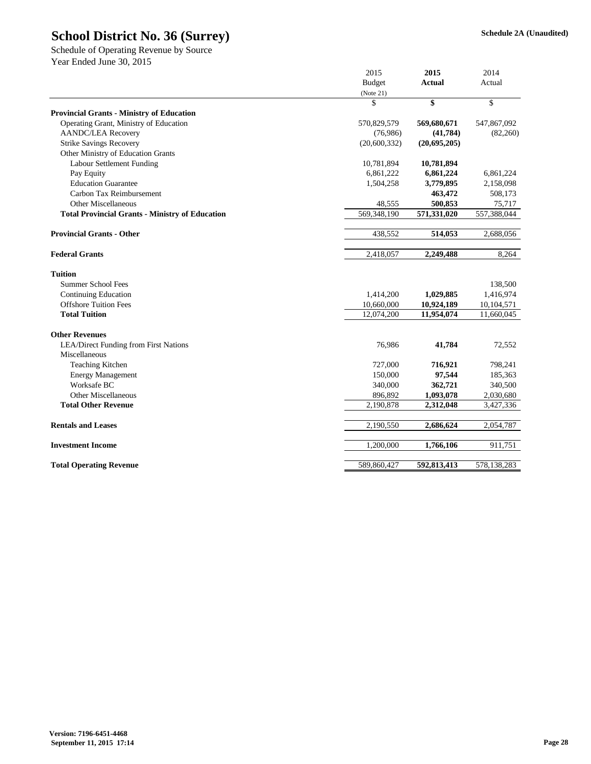# School District No. 36 (Surrey)

**Schedule 2A (Unaudited)**

Schedule of Operating Revenue by Source
Year Ended June 30, 2015

| | 2015 Budget (Note 21) | **2015 Actual** | 2014 Actual |
|---|---|---|---|
| | $ | **$** | $ |
| **Provincial Grants - Ministry of Education** | | | |
| Operating Grant, Ministry of Education | 570,829,579 | **569,680,671** | 547,867,092 |
| AANDC/LEA Recovery | (76,986) | **(41,784)** | (82,260) |
| Strike Savings Recovery | (20,600,332) | **(20,695,205)** | |
| Other Ministry of Education Grants | | | |
| Labour Settlement Funding | 10,781,894 | **10,781,894** | |
| Pay Equity | 6,861,222 | **6,861,224** | 6,861,224 |
| Education Guarantee | 1,504,258 | **3,779,895** | 2,158,098 |
| Carbon Tax Reimbursement | | **463,472** | 508,173 |
| Other Miscellaneous | 48,555 | **500,853** | 75,717 |
| **Total Provincial Grants - Ministry of Education** | 569,348,190 | **571,331,020** | 557,388,044 |
| | | | |
| **Provincial Grants - Other** | 438,552 | **514,053** | 2,688,056 |
| | | | |
| **Federal Grants** | 2,418,057 | **2,249,488** | 8,264 |
| | | | |
| **Tuition** | | | |
| Summer School Fees | | | 138,500 |
| Continuing Education | 1,414,200 | **1,029,885** | 1,416,974 |
| Offshore Tuition Fees | 10,660,000 | **10,924,189** | 10,104,571 |
| **Total Tuition** | 12,074,200 | **11,954,074** | 11,660,045 |
| | | | |
| **Other Revenues** | | | |
| LEA/Direct Funding from First Nations | 76,986 | **41,784** | 72,552 |
| Miscellaneous | | | |
| Teaching Kitchen | 727,000 | **716,921** | 798,241 |
| Energy Management | 150,000 | **97,544** | 185,363 |
| Worksafe BC | 340,000 | **362,721** | 340,500 |
| Other Miscellaneous | 896,892 | **1,093,078** | 2,030,680 |
| **Total Other Revenue** | 2,190,878 | **2,312,048** | 3,427,336 |
| | | | |
| **Rentals and Leases** | 2,190,550 | **2,686,624** | 2,054,787 |
| | | | |
| **Investment Income** | 1,200,000 | **1,766,106** | 911,751 |
| | | | |
| **Total Operating Revenue** | 589,860,427 | **592,813,413** | 578,138,283 |

**Version: 7196-6451-4468**
**September 11, 2015 17:14**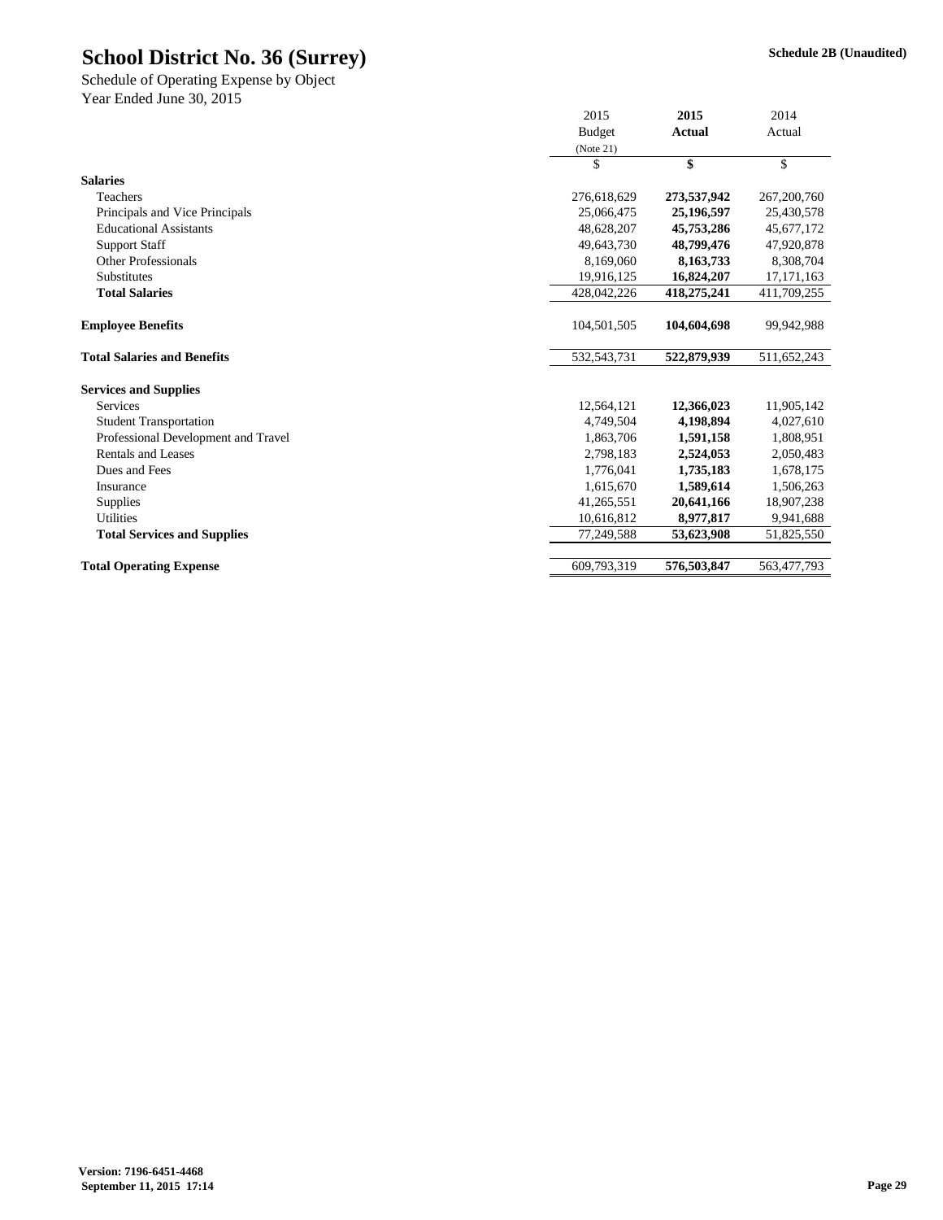# School District No. 36 (Surrey)

**Schedule 2B (Unaudited)**

Schedule of Operating Expense by Object
Year Ended June 30, 2015

| | 2015 Budget (Note 21) | **2015 Actual** | 2014 Actual |
|---|---|---|---|
| | $ | **$** | $ |
| **Salaries** | | | |
| Teachers | 276,618,629 | **273,537,942** | 267,200,760 |
| Principals and Vice Principals | 25,066,475 | **25,196,597** | 25,430,578 |
| Educational Assistants | 48,628,207 | **45,753,286** | 45,677,172 |
| Support Staff | 49,643,730 | **48,799,476** | 47,920,878 |
| Other Professionals | 8,169,060 | **8,163,733** | 8,308,704 |
| Substitutes | 19,916,125 | **16,824,207** | 17,171,163 |
| **Total Salaries** | 428,042,226 | **418,275,241** | 411,709,255 |
| | | | |
| **Employee Benefits** | 104,501,505 | **104,604,698** | 99,942,988 |
| | | | |
| **Total Salaries and Benefits** | 532,543,731 | **522,879,939** | 511,652,243 |
| | | | |
| **Services and Supplies** | | | |
| Services | 12,564,121 | **12,366,023** | 11,905,142 |
| Student Transportation | 4,749,504 | **4,198,894** | 4,027,610 |
| Professional Development and Travel | 1,863,706 | **1,591,158** | 1,808,951 |
| Rentals and Leases | 2,798,183 | **2,524,053** | 2,050,483 |
| Dues and Fees | 1,776,041 | **1,735,183** | 1,678,175 |
| Insurance | 1,615,670 | **1,589,614** | 1,506,263 |
| Supplies | 41,265,551 | **20,641,166** | 18,907,238 |
| Utilities | 10,616,812 | **8,977,817** | 9,941,688 |
| **Total Services and Supplies** | 77,249,588 | **53,623,908** | 51,825,550 |
| | | | |
| **Total Operating Expense** | 609,793,319 | **576,503,847** | 563,477,793 |

**Version: 7196-6451-4468**
**September 11, 2015 17:14**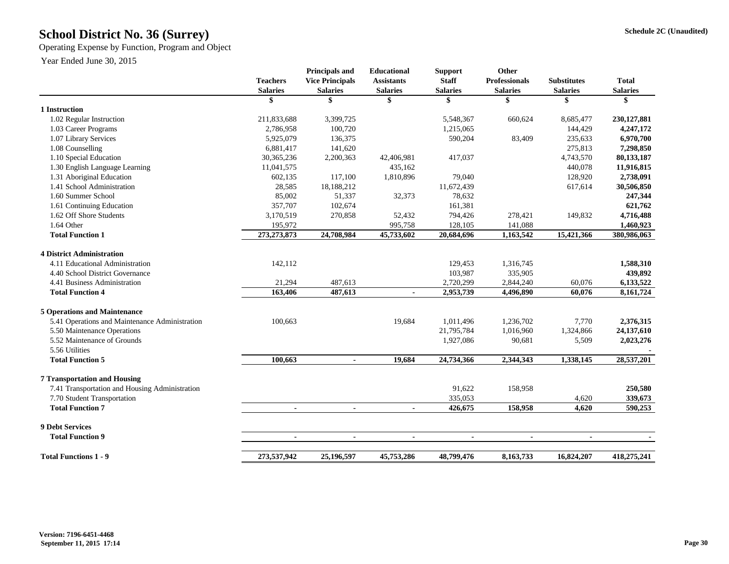# School District No. 36 (Surrey)

Schedule 2C (Unaudited)

Operating Expense by Function, Program and Object

Year Ended June 30, 2015

| | Teachers Salaries | Principals and Vice Principals Salaries | Educational Assistants Salaries | Support Staff Salaries | Other Professionals Salaries | Substitutes Salaries | Total Salaries |
|---|---|---|---|---|---|---|---|
| | $ | $ | $ | $ | $ | $ | $ |
| **1 Instruction** | | | | | | | |
| 1.02 Regular Instruction | 211,833,688 | 3,399,725 | | 5,548,367 | 660,624 | 8,685,477 | **230,127,881** |
| 1.03 Career Programs | 2,786,958 | 100,720 | | 1,215,065 | | 144,429 | **4,247,172** |
| 1.07 Library Services | 5,925,079 | 136,375 | | 590,204 | 83,409 | 235,633 | **6,970,700** |
| 1.08 Counselling | 6,881,417 | 141,620 | | | | 275,813 | **7,298,850** |
| 1.10 Special Education | 30,365,236 | 2,200,363 | 42,406,981 | 417,037 | | 4,743,570 | **80,133,187** |
| 1.30 English Language Learning | 11,041,575 | | 435,162 | | | 440,078 | **11,916,815** |
| 1.31 Aboriginal Education | 602,135 | 117,100 | 1,810,896 | 79,040 | | 128,920 | **2,738,091** |
| 1.41 School Administration | 28,585 | 18,188,212 | | 11,672,439 | | 617,614 | **30,506,850** |
| 1.60 Summer School | 85,002 | 51,337 | 32,373 | 78,632 | | | **247,344** |
| 1.61 Continuing Education | 357,707 | 102,674 | | 161,381 | | | **621,762** |
| 1.62 Off Shore Students | 3,170,519 | 270,858 | 52,432 | 794,426 | 278,421 | 149,832 | **4,716,488** |
| 1.64 Other | 195,972 | | 995,758 | 128,105 | 141,088 | | **1,460,923** |
| **Total Function 1** | **273,273,873** | **24,708,984** | **45,733,602** | **20,684,696** | **1,163,542** | **15,421,366** | **380,986,063** |
| **4 District Administration** | | | | | | | |
| 4.11 Educational Administration | 142,112 | | | 129,453 | 1,316,745 | | **1,588,310** |
| 4.40 School District Governance | | | | 103,987 | 335,905 | | **439,892** |
| 4.41 Business Administration | 21,294 | 487,613 | | 2,720,299 | 2,844,240 | 60,076 | **6,133,522** |
| **Total Function 4** | **163,406** | **487,613** | **-** | **2,953,739** | **4,496,890** | **60,076** | **8,161,724** |
| **5 Operations and Maintenance** | | | | | | | |
| 5.41 Operations and Maintenance Administration | 100,663 | | 19,684 | 1,011,496 | 1,236,702 | 7,770 | **2,376,315** |
| 5.50 Maintenance Operations | | | | 21,795,784 | 1,016,960 | 1,324,866 | **24,137,610** |
| 5.52 Maintenance of Grounds | | | | 1,927,086 | 90,681 | 5,509 | **2,023,276** |
| 5.56 Utilities | | | | | | | **-** |
| **Total Function 5** | **100,663** | **-** | **19,684** | **24,734,366** | **2,344,343** | **1,338,145** | **28,537,201** |
| **7 Transportation and Housing** | | | | | | | |
| 7.41 Transportation and Housing Administration | | | | 91,622 | 158,958 | | **250,580** |
| 7.70 Student Transportation | | | | 335,053 | | 4,620 | **339,673** |
| **Total Function 7** | **-** | **-** | **-** | **426,675** | **158,958** | **4,620** | **590,253** |
| **9 Debt Services** | | | | | | | |
| **Total Function 9** | **-** | **-** | **-** | **-** | **-** | **-** | **-** |
| **Total Functions 1 - 9** | **273,537,942** | **25,196,597** | **45,753,286** | **48,799,476** | **8,163,733** | **16,824,207** | **418,275,241** |

**Version: 7196-6451-4468**
**September 11, 2015 17:14**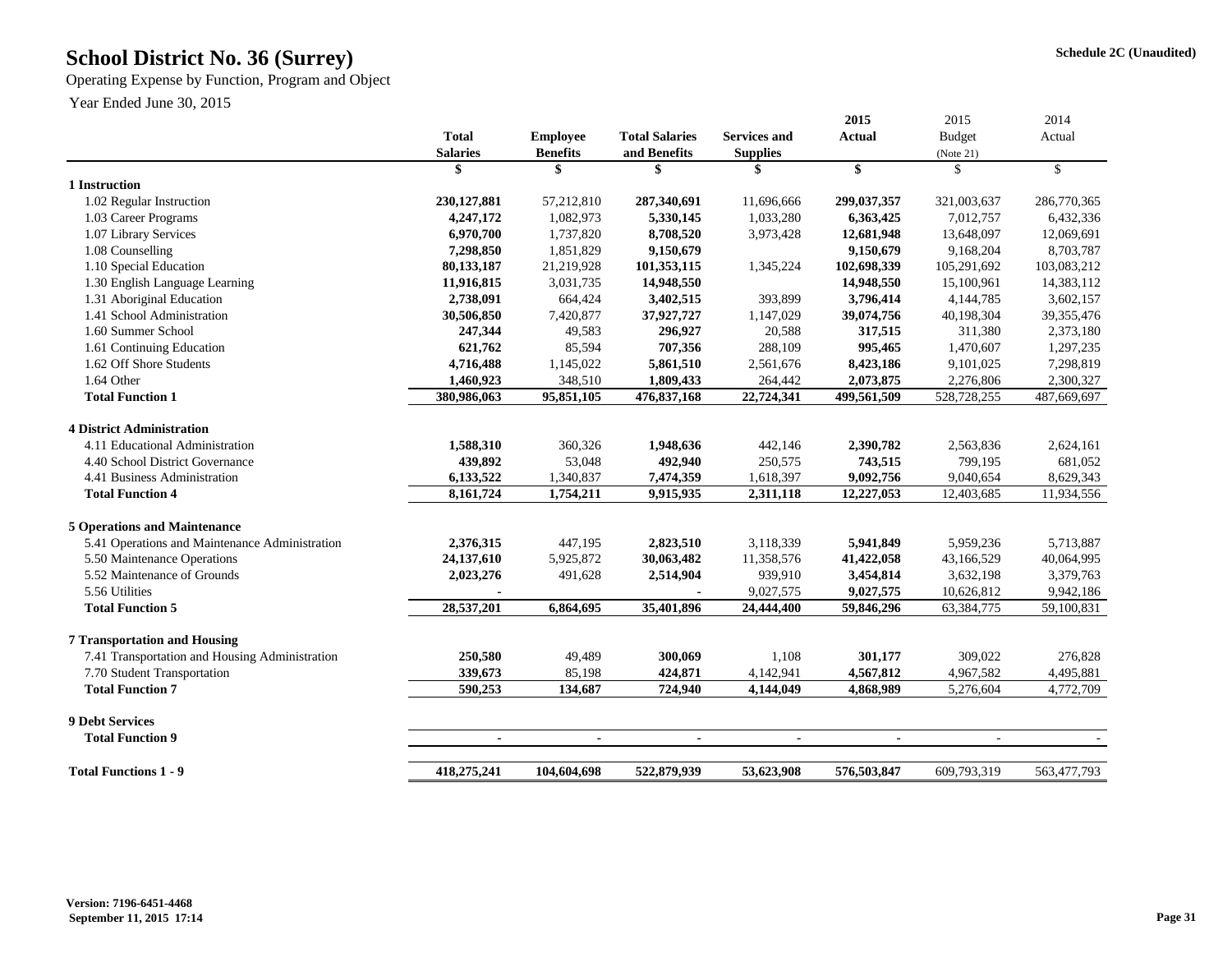# School District No. 36 (Surrey)

Schedule 2C (Unaudited)

Operating Expense by Function, Program and Object

Year Ended June 30, 2015

| | Total Salaries | Employee Benefits | Total Salaries and Benefits | Services and Supplies | 2015 Actual | 2015 Budget (Note 21) | 2014 Actual |
|---|---|---|---|---|---|---|---|
| | $ | $ | $ | $ | $ | $ | $ |
| **1 Instruction** | | | | | | | |
| 1.02 Regular Instruction | **230,127,881** | 57,212,810 | **287,340,691** | 11,696,666 | **299,037,357** | 321,003,637 | 286,770,365 |
| 1.03 Career Programs | **4,247,172** | 1,082,973 | **5,330,145** | 1,033,280 | **6,363,425** | 7,012,757 | 6,432,336 |
| 1.07 Library Services | **6,970,700** | 1,737,820 | **8,708,520** | 3,973,428 | **12,681,948** | 13,648,097 | 12,069,691 |
| 1.08 Counselling | **7,298,850** | 1,851,829 | **9,150,679** | | **9,150,679** | 9,168,204 | 8,703,787 |
| 1.10 Special Education | **80,133,187** | 21,219,928 | **101,353,115** | 1,345,224 | **102,698,339** | 105,291,692 | 103,083,212 |
| 1.30 English Language Learning | **11,916,815** | 3,031,735 | **14,948,550** | | **14,948,550** | 15,100,961 | 14,383,112 |
| 1.31 Aboriginal Education | **2,738,091** | 664,424 | **3,402,515** | 393,899 | **3,796,414** | 4,144,785 | 3,602,157 |
| 1.41 School Administration | **30,506,850** | 7,420,877 | **37,927,727** | 1,147,029 | **39,074,756** | 40,198,304 | 39,355,476 |
| 1.60 Summer School | **247,344** | 49,583 | **296,927** | 20,588 | **317,515** | 311,380 | 2,373,180 |
| 1.61 Continuing Education | **621,762** | 85,594 | **707,356** | 288,109 | **995,465** | 1,470,607 | 1,297,235 |
| 1.62 Off Shore Students | **4,716,488** | 1,145,022 | **5,861,510** | 2,561,676 | **8,423,186** | 9,101,025 | 7,298,819 |
| 1.64 Other | **1,460,923** | 348,510 | **1,809,433** | 264,442 | **2,073,875** | 2,276,806 | 2,300,327 |
| **Total Function 1** | **380,986,063** | **95,851,105** | **476,837,168** | **22,724,341** | **499,561,509** | 528,728,255 | 487,669,697 |
| **4 District Administration** | | | | | | | |
| 4.11 Educational Administration | **1,588,310** | 360,326 | **1,948,636** | 442,146 | **2,390,782** | 2,563,836 | 2,624,161 |
| 4.40 School District Governance | **439,892** | 53,048 | **492,940** | 250,575 | **743,515** | 799,195 | 681,052 |
| 4.41 Business Administration | **6,133,522** | 1,340,837 | **7,474,359** | 1,618,397 | **9,092,756** | 9,040,654 | 8,629,343 |
| **Total Function 4** | **8,161,724** | **1,754,211** | **9,915,935** | **2,311,118** | **12,227,053** | 12,403,685 | 11,934,556 |
| **5 Operations and Maintenance** | | | | | | | |
| 5.41 Operations and Maintenance Administration | **2,376,315** | 447,195 | **2,823,510** | 3,118,339 | **5,941,849** | 5,959,236 | 5,713,887 |
| 5.50 Maintenance Operations | **24,137,610** | 5,925,872 | **30,063,482** | 11,358,576 | **41,422,058** | 43,166,529 | 40,064,995 |
| 5.52 Maintenance of Grounds | **2,023,276** | 491,628 | **2,514,904** | 939,910 | **3,454,814** | 3,632,198 | 3,379,763 |
| 5.56 Utilities | **-** | | **-** | 9,027,575 | **9,027,575** | 10,626,812 | 9,942,186 |
| **Total Function 5** | **28,537,201** | **6,864,695** | **35,401,896** | **24,444,400** | **59,846,296** | 63,384,775 | 59,100,831 |
| **7 Transportation and Housing** | | | | | | | |
| 7.41 Transportation and Housing Administration | **250,580** | 49,489 | **300,069** | 1,108 | **301,177** | 309,022 | 276,828 |
| 7.70 Student Transportation | **339,673** | 85,198 | **424,871** | 4,142,941 | **4,567,812** | 4,967,582 | 4,495,881 |
| **Total Function 7** | **590,253** | **134,687** | **724,940** | **4,144,049** | **4,868,989** | 5,276,604 | 4,772,709 |
| **9 Debt Services** | | | | | | | |
| **Total Function 9** | **-** | **-** | **-** | **-** | **-** | - | - |
| **Total Functions 1 - 9** | **418,275,241** | **104,604,698** | **522,879,939** | **53,623,908** | **576,503,847** | 609,793,319 | 563,477,793 |

**Version: 7196-6451-4468**
**September 11, 2015 17:14**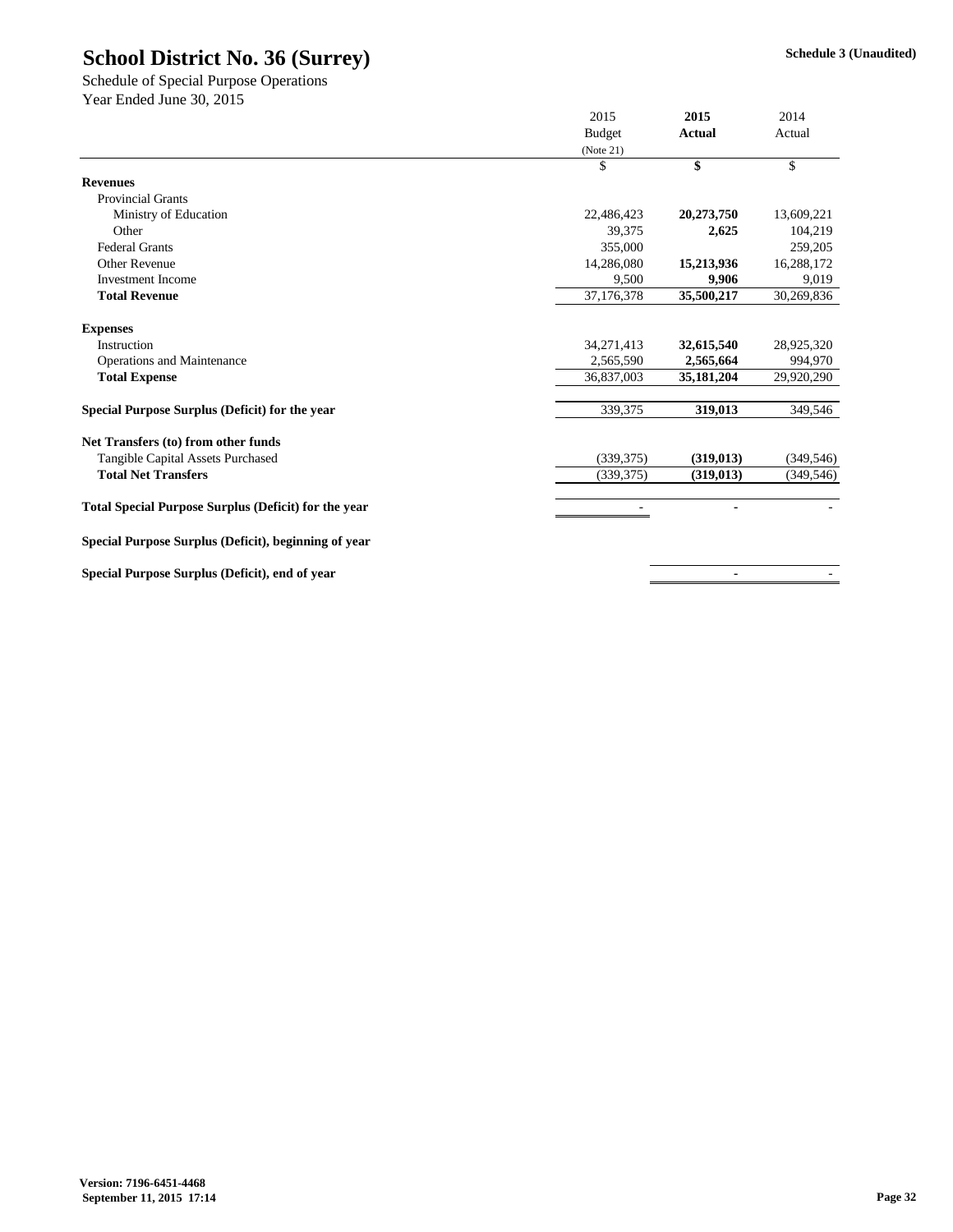# School District No. 36 (Surrey)

**Schedule 3 (Unaudited)**

Schedule of Special Purpose Operations
Year Ended June 30, 2015

| | 2015 Budget (Note 21) | 2015 Actual | 2014 Actual |
|---|---|---|---|
| | $ | **$** | $ |
| **Revenues** | | | |
| Provincial Grants | | | |
| Ministry of Education | 22,486,423 | **20,273,750** | 13,609,221 |
| Other | 39,375 | **2,625** | 104,219 |
| Federal Grants | 355,000 | | 259,205 |
| Other Revenue | 14,286,080 | **15,213,936** | 16,288,172 |
| Investment Income | 9,500 | **9,906** | 9,019 |
| **Total Revenue** | 37,176,378 | **35,500,217** | 30,269,836 |
| **Expenses** | | | |
| Instruction | 34,271,413 | **32,615,540** | 28,925,320 |
| Operations and Maintenance | 2,565,590 | **2,565,664** | 994,970 |
| **Total Expense** | 36,837,003 | **35,181,204** | 29,920,290 |
| **Special Purpose Surplus (Deficit) for the year** | 339,375 | **319,013** | 349,546 |
| **Net Transfers (to) from other funds** | | | |
| Tangible Capital Assets Purchased | (339,375) | **(319,013)** | (349,546) |
| **Total Net Transfers** | (339,375) | **(319,013)** | (349,546) |
| **Total Special Purpose Surplus (Deficit) for the year** | - | **-** | - |
| **Special Purpose Surplus (Deficit), beginning of year** | | | |
| **Special Purpose Surplus (Deficit), end of year** | | **-** | - |

**Version: 7196-6451-4468**
**September 11, 2015 17:14**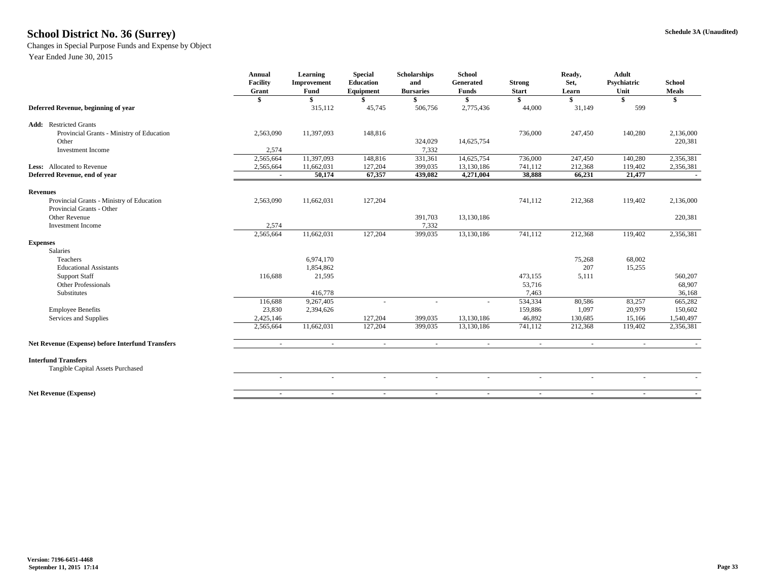# School District No. 36 (Surrey)

Schedule 3A (Unaudited)

Changes in Special Purpose Funds and Expense by Object

Year Ended June 30, 2015

| | Annual Facility Grant | Learning Improvement Fund | Special Education Equipment | Scholarships and Bursaries | School Generated Funds | Strong Start | Ready, Set, Learn | Adult Psychiatric Unit | School Meals |
|---|---|---|---|---|---|---|---|---|---|
| | $ | $ | $ | $ | $ | $ | $ | $ | $ |
| **Deferred Revenue, beginning of year** | | 315,112 | 45,745 | 506,756 | 2,775,436 | 44,000 | 31,149 | 599 | |
| **Add:** Restricted Grants | | | | | | | | | |
| Provincial Grants - Ministry of Education | 2,563,090 | 11,397,093 | 148,816 | | | 736,000 | 247,450 | 140,280 | 2,136,000 |
| Other | | | | 324,029 | 14,625,754 | | | | 220,381 |
| Investment Income | 2,574 | | | 7,332 | | | | | |
| | 2,565,664 | 11,397,093 | 148,816 | 331,361 | 14,625,754 | 736,000 | 247,450 | 140,280 | 2,356,381 |
| **Less:** Allocated to Revenue | 2,565,664 | 11,662,031 | 127,204 | 399,035 | 13,130,186 | 741,112 | 212,368 | 119,402 | 2,356,381 |
| **Deferred Revenue, end of year** | **-** | **50,174** | **67,357** | **439,082** | **4,271,004** | **38,888** | **66,231** | **21,477** | **-** |
| **Revenues** | | | | | | | | | |
| Provincial Grants - Ministry of Education | 2,563,090 | 11,662,031 | 127,204 | | | 741,112 | 212,368 | 119,402 | 2,136,000 |
| Provincial Grants - Other | | | | | | | | | |
| Other Revenue | | | | 391,703 | 13,130,186 | | | | 220,381 |
| Investment Income | 2,574 | | | 7,332 | | | | | |
| | 2,565,664 | 11,662,031 | 127,204 | 399,035 | 13,130,186 | 741,112 | 212,368 | 119,402 | 2,356,381 |
| **Expenses** | | | | | | | | | |
| Salaries | | | | | | | | | |
| Teachers | | 6,974,170 | | | | | 75,268 | 68,002 | |
| Educational Assistants | | 1,854,862 | | | | | 207 | 15,255 | |
| Support Staff | 116,688 | 21,595 | | | | 473,155 | 5,111 | | 560,207 |
| Other Professionals | | | | | | 53,716 | | | 68,907 |
| Substitutes | | 416,778 | | | | 7,463 | | | 36,168 |
| | 116,688 | 9,267,405 | - | - | - | 534,334 | 80,586 | 83,257 | 665,282 |
| Employee Benefits | 23,830 | 2,394,626 | | | | 159,886 | 1,097 | 20,979 | 150,602 |
| Services and Supplies | 2,425,146 | | 127,204 | 399,035 | 13,130,186 | 46,892 | 130,685 | 15,166 | 1,540,497 |
| | 2,565,664 | 11,662,031 | 127,204 | 399,035 | 13,130,186 | 741,112 | 212,368 | 119,402 | 2,356,381 |
| **Net Revenue (Expense) before Interfund Transfers** | - | - | - | - | - | - | - | - | - |
| **Interfund Transfers** | | | | | | | | | |
| Tangible Capital Assets Purchased | | | | | | | | | |
| | - | - | - | - | - | - | - | - | - |
| **Net Revenue (Expense)** | - | - | - | - | - | - | - | - | - |

Version: 7196-6451-4468
September 11, 2015 17:14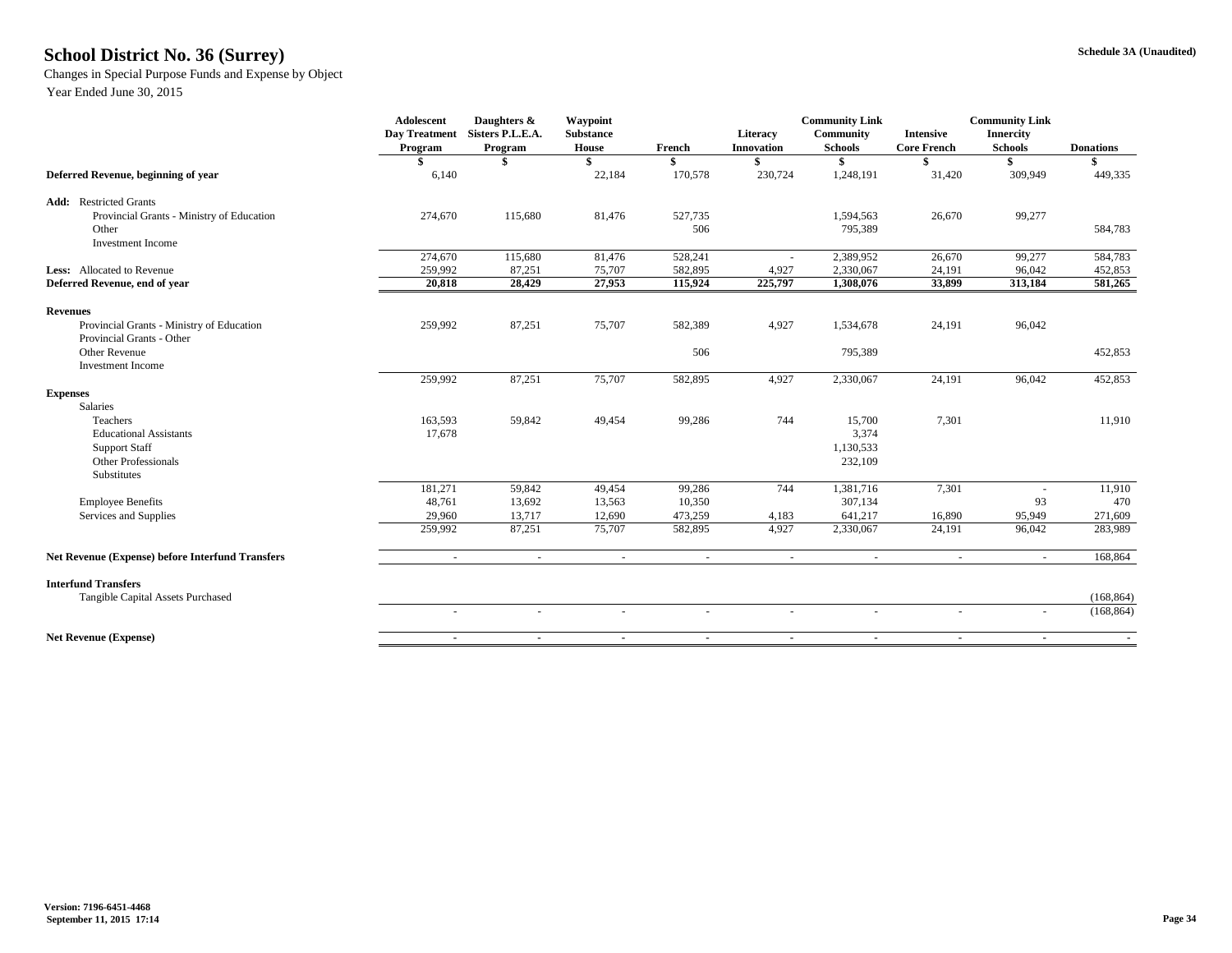# School District No. 36 (Surrey)

Changes in Special Purpose Funds and Expense by Object

Year Ended June 30, 2015

Schedule 3A (Unaudited)

| | Adolescent Day Treatment Program | Daughters & Sisters P.L.E.A. Program | Waypoint Substance House | French | Literacy Innovation | Community Link Community Schools | Intensive Core French | Community Link Innercity Schools | Donations |
|---|---|---|---|---|---|---|---|---|---|
| | $ | $ | $ | $ | $ | $ | $ | $ | $ |
| **Deferred Revenue, beginning of year** | 6,140 | | 22,184 | 170,578 | 230,724 | 1,248,191 | 31,420 | 309,949 | 449,335 |
| **Add:** Restricted Grants | | | | | | | | | |
| Provincial Grants - Ministry of Education | 274,670 | 115,680 | 81,476 | 527,735 | | 1,594,563 | 26,670 | 99,277 | |
| Other | | | | 506 | | 795,389 | | | 584,783 |
| Investment Income | | | | | | | | | |
| | 274,670 | 115,680 | 81,476 | 528,241 | - | 2,389,952 | 26,670 | 99,277 | 584,783 |
| **Less:** Allocated to Revenue | 259,992 | 87,251 | 75,707 | 582,895 | 4,927 | 2,330,067 | 24,191 | 96,042 | 452,853 |
| **Deferred Revenue, end of year** | **20,818** | **28,429** | **27,953** | **115,924** | **225,797** | **1,308,076** | **33,899** | **313,184** | **581,265** |
| **Revenues** | | | | | | | | | |
| Provincial Grants - Ministry of Education | 259,992 | 87,251 | 75,707 | 582,389 | 4,927 | 1,534,678 | 24,191 | 96,042 | |
| Provincial Grants - Other | | | | | | | | | |
| Other Revenue | | | | 506 | | 795,389 | | | 452,853 |
| Investment Income | | | | | | | | | |
| | 259,992 | 87,251 | 75,707 | 582,895 | 4,927 | 2,330,067 | 24,191 | 96,042 | 452,853 |
| **Expenses** | | | | | | | | | |
| Salaries | | | | | | | | | |
| Teachers | 163,593 | 59,842 | 49,454 | 99,286 | 744 | 15,700 | 7,301 | | 11,910 |
| Educational Assistants | 17,678 | | | | | 3,374 | | | |
| Support Staff | | | | | | 1,130,533 | | | |
| Other Professionals | | | | | | 232,109 | | | |
| Substitutes | | | | | | | | | |
| | 181,271 | 59,842 | 49,454 | 99,286 | 744 | 1,381,716 | 7,301 | - | 11,910 |
| Employee Benefits | 48,761 | 13,692 | 13,563 | 10,350 | | 307,134 | | 93 | 470 |
| Services and Supplies | 29,960 | 13,717 | 12,690 | 473,259 | 4,183 | 641,217 | 16,890 | 95,949 | 271,609 |
| | 259,992 | 87,251 | 75,707 | 582,895 | 4,927 | 2,330,067 | 24,191 | 96,042 | 283,989 |
| **Net Revenue (Expense) before Interfund Transfers** | - | - | - | - | - | - | - | - | 168,864 |
| **Interfund Transfers** | | | | | | | | | |
| Tangible Capital Assets Purchased | | | | | | | | | (168,864) |
| | - | - | - | - | - | - | - | - | (168,864) |
| **Net Revenue (Expense)** | - | - | - | - | - | - | - | - | - |

Version: 7196-6451-4468
September 11, 2015 17:14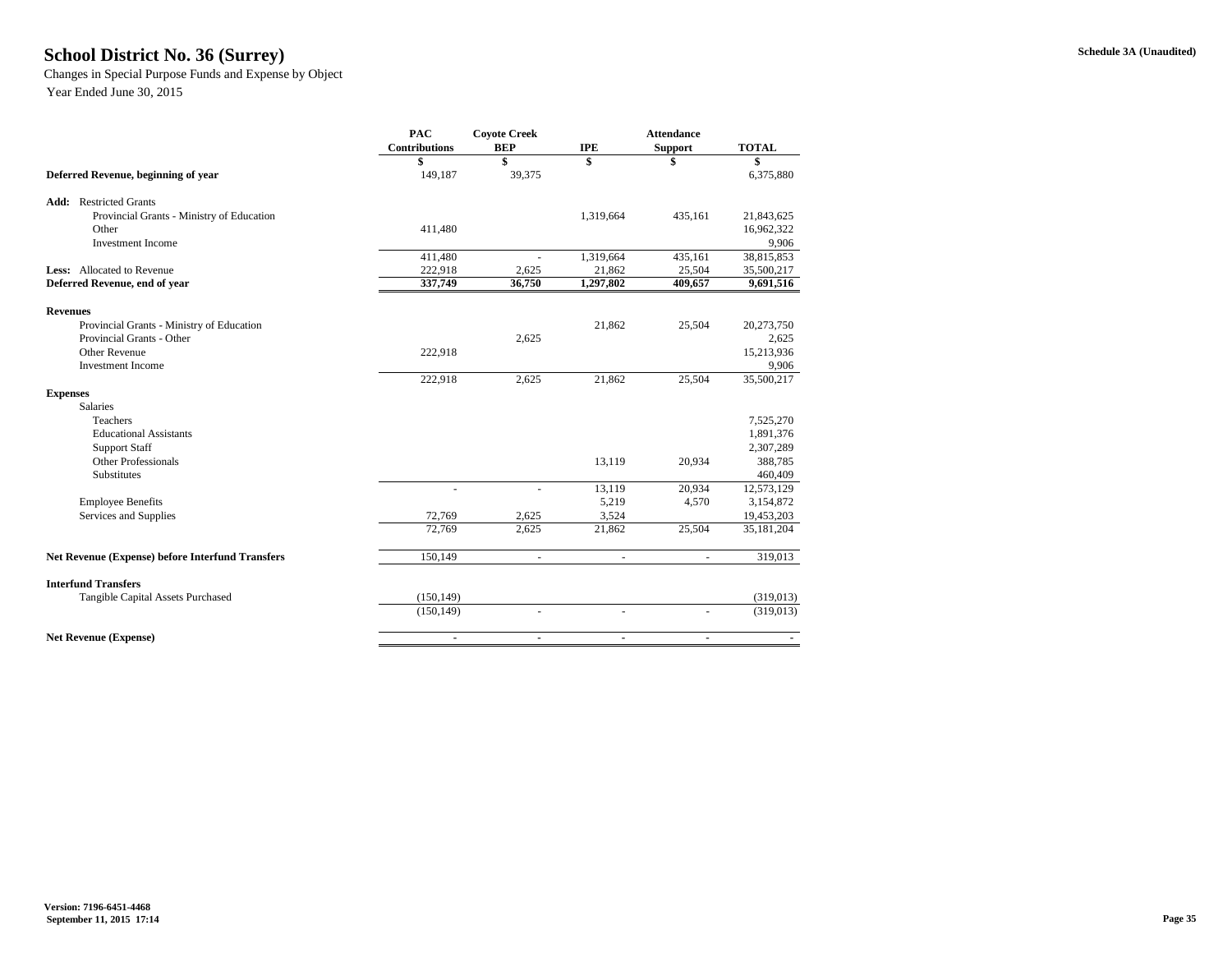# School District No. 36 (Surrey)

Changes in Special Purpose Funds and Expense by Object
Year Ended June 30, 2015

**Schedule 3A (Unaudited)**

| | PAC Contributions | Coyote Creek BEP | IPE | Attendance Support | TOTAL |
|---|---|---|---|---|---|
| | $ | $ | $ | $ | $ |
| **Deferred Revenue, beginning of year** | 149,187 | 39,375 | | | 6,375,880 |
| | | | | | |
| **Add:** Restricted Grants | | | | | |
| Provincial Grants - Ministry of Education | | | 1,319,664 | 435,161 | 21,843,625 |
| Other | 411,480 | | | | 16,962,322 |
| Investment Income | | | | | 9,906 |
| | 411,480 | - | 1,319,664 | 435,161 | 38,815,853 |
| **Less:** Allocated to Revenue | 222,918 | 2,625 | 21,862 | 25,504 | 35,500,217 |
| **Deferred Revenue, end of year** | **337,749** | **36,750** | **1,297,802** | **409,657** | **9,691,516** |
| | | | | | |
| **Revenues** | | | | | |
| Provincial Grants - Ministry of Education | | | 21,862 | 25,504 | 20,273,750 |
| Provincial Grants - Other | | 2,625 | | | 2,625 |
| Other Revenue | 222,918 | | | | 15,213,936 |
| Investment Income | | | | | 9,906 |
| | 222,918 | 2,625 | 21,862 | 25,504 | 35,500,217 |
| **Expenses** | | | | | |
| Salaries | | | | | |
| Teachers | | | | | 7,525,270 |
| Educational Assistants | | | | | 1,891,376 |
| Support Staff | | | | | 2,307,289 |
| Other Professionals | | | 13,119 | 20,934 | 388,785 |
| Substitutes | | | | | 460,409 |
| | - | - | 13,119 | 20,934 | 12,573,129 |
| Employee Benefits | | | 5,219 | 4,570 | 3,154,872 |
| Services and Supplies | 72,769 | 2,625 | 3,524 | | 19,453,203 |
| | 72,769 | 2,625 | 21,862 | 25,504 | 35,181,204 |
| | | | | | |
| **Net Revenue (Expense) before Interfund Transfers** | 150,149 | - | - | - | 319,013 |
| | | | | | |
| **Interfund Transfers** | | | | | |
| Tangible Capital Assets Purchased | (150,149) | | | | (319,013) |
| | (150,149) | - | - | - | (319,013) |
| | | | | | |
| **Net Revenue (Expense)** | - | - | - | - | - |

**Version: 7196-6451-4468**
**September 11, 2015 17:14**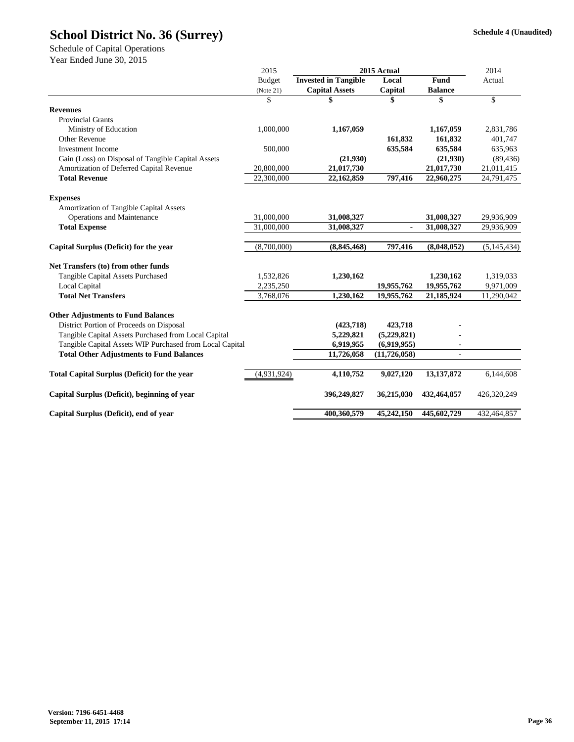# School District No. 36 (Surrey)

Schedule 4 (Unaudited)

Schedule of Capital Operations
Year Ended June 30, 2015

| | 2015 Budget (Note 21) | 2015 Actual Invested in Tangible Capital Assets | 2015 Actual Local Capital | 2015 Actual Fund Balance | 2014 Actual |
|---|---|---|---|---|---|
| | $ | $ | $ | $ | $ |
| **Revenues** | | | | | |
| Provincial Grants | | | | | |
| Ministry of Education | 1,000,000 | 1,167,059 | | 1,167,059 | 2,831,786 |
| Other Revenue | | | 161,832 | 161,832 | 401,747 |
| Investment Income | 500,000 | | 635,584 | 635,584 | 635,963 |
| Gain (Loss) on Disposal of Tangible Capital Assets | | (21,930) | | (21,930) | (89,436) |
| Amortization of Deferred Capital Revenue | 20,800,000 | 21,017,730 | | 21,017,730 | 21,011,415 |
| **Total Revenue** | 22,300,000 | 22,162,859 | 797,416 | 22,960,275 | 24,791,475 |
| **Expenses** | | | | | |
| Amortization of Tangible Capital Assets | | | | | |
| Operations and Maintenance | 31,000,000 | 31,008,327 | | 31,008,327 | 29,936,909 |
| **Total Expense** | 31,000,000 | 31,008,327 | - | 31,008,327 | 29,936,909 |
| **Capital Surplus (Deficit) for the year** | (8,700,000) | (8,845,468) | 797,416 | (8,048,052) | (5,145,434) |
| **Net Transfers (to) from other funds** | | | | | |
| Tangible Capital Assets Purchased | 1,532,826 | 1,230,162 | | 1,230,162 | 1,319,033 |
| Local Capital | 2,235,250 | | 19,955,762 | 19,955,762 | 9,971,009 |
| **Total Net Transfers** | 3,768,076 | 1,230,162 | 19,955,762 | 21,185,924 | 11,290,042 |
| **Other Adjustments to Fund Balances** | | | | | |
| District Portion of Proceeds on Disposal | | (423,718) | 423,718 | - | |
| Tangible Capital Assets Purchased from Local Capital | | 5,229,821 | (5,229,821) | - | |
| Tangible Capital Assets WIP Purchased from Local Capital | | 6,919,955 | (6,919,955) | - | |
| **Total Other Adjustments to Fund Balances** | | 11,726,058 | (11,726,058) | - | |
| **Total Capital Surplus (Deficit) for the year** | (4,931,924) | 4,110,752 | 9,027,120 | 13,137,872 | 6,144,608 |
| **Capital Surplus (Deficit), beginning of year** | | 396,249,827 | 36,215,030 | 432,464,857 | 426,320,249 |
| **Capital Surplus (Deficit), end of year** | | 400,360,579 | 45,242,150 | 445,602,729 | 432,464,857 |

Version: 7196-6451-4468
September 11, 2015 17:14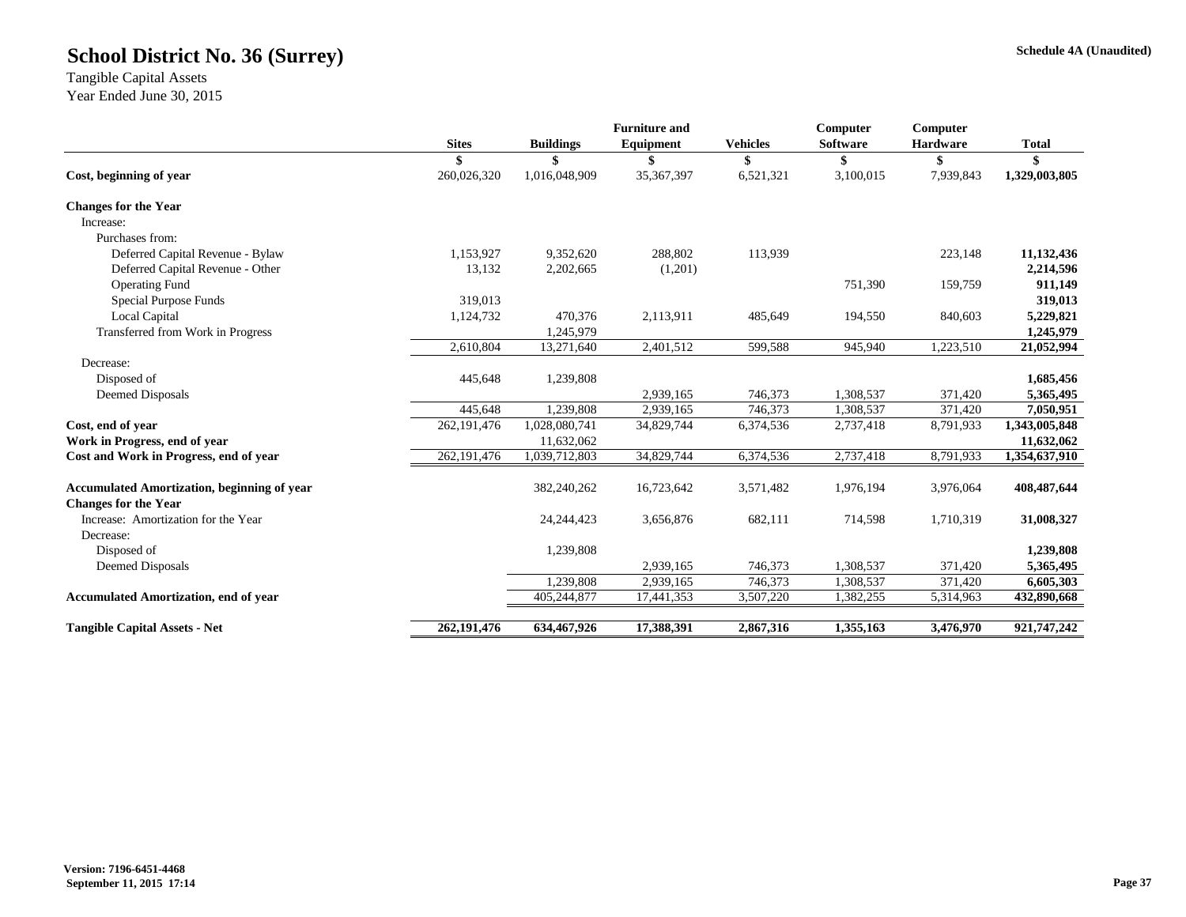# School District No. 36 (Surrey)

Schedule 4A (Unaudited)

Tangible Capital Assets
Year Ended June 30, 2015

| | Sites | Buildings | Furniture and Equipment | Vehicles | Computer Software | Computer Hardware | Total |
|---|---|---|---|---|---|---|---|
| | $ | $ | $ | $ | $ | $ | $ |
| **Cost, beginning of year** | 260,026,320 | 1,016,048,909 | 35,367,397 | 6,521,321 | 3,100,015 | 7,939,843 | **1,329,003,805** |
| **Changes for the Year** | | | | | | | |
| Increase: | | | | | | | |
| Purchases from: | | | | | | | |
| Deferred Capital Revenue - Bylaw | 1,153,927 | 9,352,620 | 288,802 | 113,939 | | 223,148 | **11,132,436** |
| Deferred Capital Revenue - Other | 13,132 | 2,202,665 | (1,201) | | | | **2,214,596** |
| Operating Fund | | | | | 751,390 | 159,759 | **911,149** |
| Special Purpose Funds | 319,013 | | | | | | **319,013** |
| Local Capital | 1,124,732 | 470,376 | 2,113,911 | 485,649 | 194,550 | 840,603 | **5,229,821** |
| Transferred from Work in Progress | | 1,245,979 | | | | | **1,245,979** |
| | 2,610,804 | 13,271,640 | 2,401,512 | 599,588 | 945,940 | 1,223,510 | **21,052,994** |
| Decrease: | | | | | | | |
| Disposed of | 445,648 | 1,239,808 | | | | | **1,685,456** |
| Deemed Disposals | | | 2,939,165 | 746,373 | 1,308,537 | 371,420 | **5,365,495** |
| | 445,648 | 1,239,808 | 2,939,165 | 746,373 | 1,308,537 | 371,420 | **7,050,951** |
| **Cost, end of year** | 262,191,476 | 1,028,080,741 | 34,829,744 | 6,374,536 | 2,737,418 | 8,791,933 | **1,343,005,848** |
| **Work in Progress, end of year** | | 11,632,062 | | | | | **11,632,062** |
| **Cost and Work in Progress, end of year** | 262,191,476 | 1,039,712,803 | 34,829,744 | 6,374,536 | 2,737,418 | 8,791,933 | **1,354,637,910** |
| | | | | | | | |
| **Accumulated Amortization, beginning of year** | | 382,240,262 | 16,723,642 | 3,571,482 | 1,976,194 | 3,976,064 | **408,487,644** |
| **Changes for the Year** | | | | | | | |
| Increase: Amortization for the Year | | 24,244,423 | 3,656,876 | 682,111 | 714,598 | 1,710,319 | **31,008,327** |
| Decrease: | | | | | | | |
| Disposed of | | 1,239,808 | | | | | **1,239,808** |
| Deemed Disposals | | | 2,939,165 | 746,373 | 1,308,537 | 371,420 | **5,365,495** |
| | | 1,239,808 | 2,939,165 | 746,373 | 1,308,537 | 371,420 | **6,605,303** |
| **Accumulated Amortization, end of year** | | 405,244,877 | 17,441,353 | 3,507,220 | 1,382,255 | 5,314,963 | **432,890,668** |
| | | | | | | | |
| **Tangible Capital Assets - Net** | **262,191,476** | **634,467,926** | **17,388,391** | **2,867,316** | **1,355,163** | **3,476,970** | **921,747,242** |

**Version: 7196-6451-4468**
**September 11, 2015 17:14**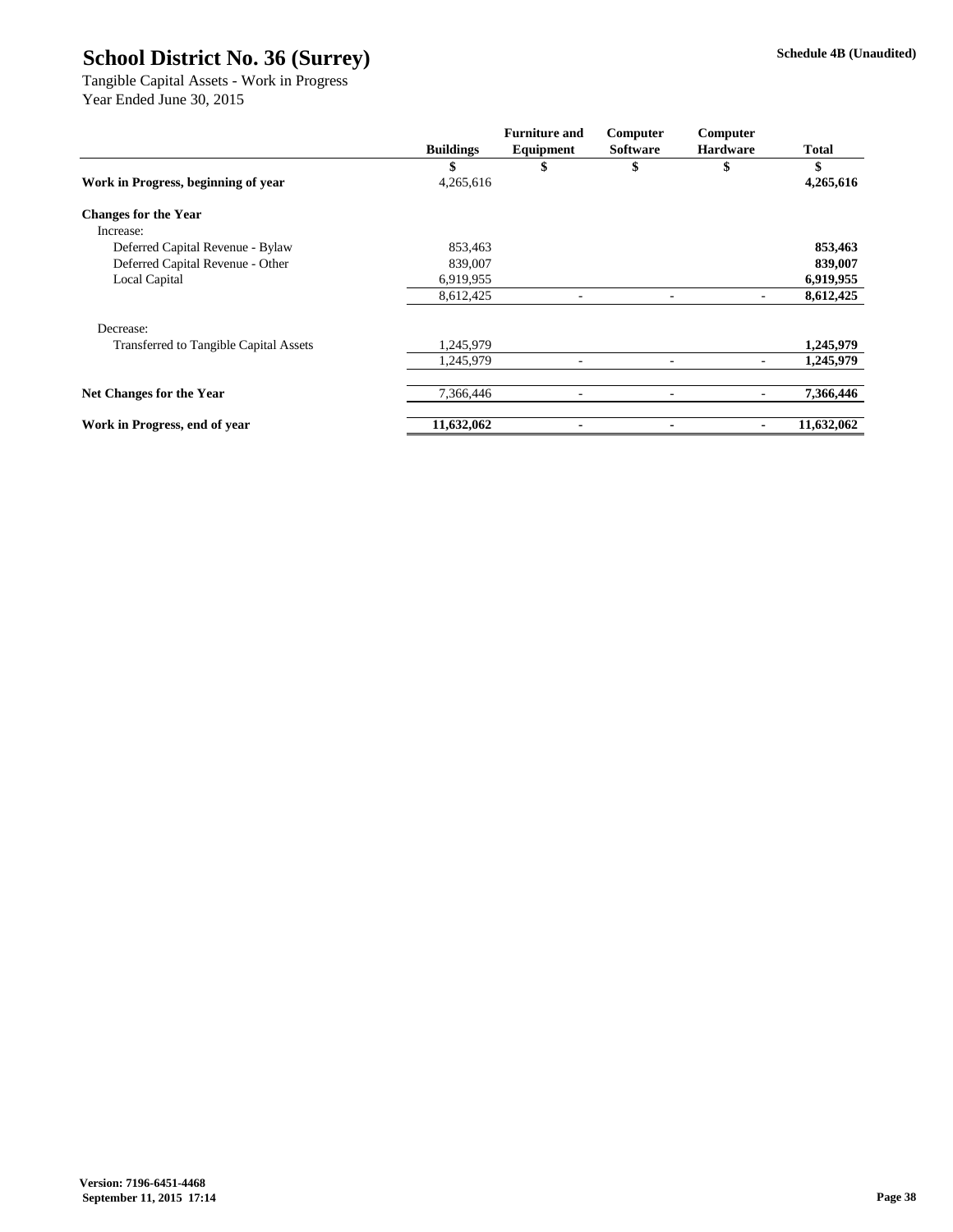# School District No. 36 (Surrey)

**Schedule 4B (Unaudited)**

Tangible Capital Assets - Work in Progress
Year Ended June 30, 2015

| | Buildings | Furniture and Equipment | Computer Software | Computer Hardware | Total |
|---|---|---|---|---|---|
| | $ | $ | $ | $ | $ |
| **Work in Progress, beginning of year** | 4,265,616 | | | | **4,265,616** |
| **Changes for the Year** | | | | | |
| Increase: | | | | | |
| Deferred Capital Revenue - Bylaw | 853,463 | | | | **853,463** |
| Deferred Capital Revenue - Other | 839,007 | | | | **839,007** |
| Local Capital | 6,919,955 | | | | **6,919,955** |
| | 8,612,425 | - | - | - | **8,612,425** |
| Decrease: | | | | | |
| Transferred to Tangible Capital Assets | 1,245,979 | | | | **1,245,979** |
| | 1,245,979 | - | - | - | **1,245,979** |
| **Net Changes for the Year** | 7,366,446 | - | - | - | **7,366,446** |
| **Work in Progress, end of year** | **11,632,062** | **-** | **-** | **-** | **11,632,062** |

**Version: 7196-6451-4468**
**September 11, 2015 17:14**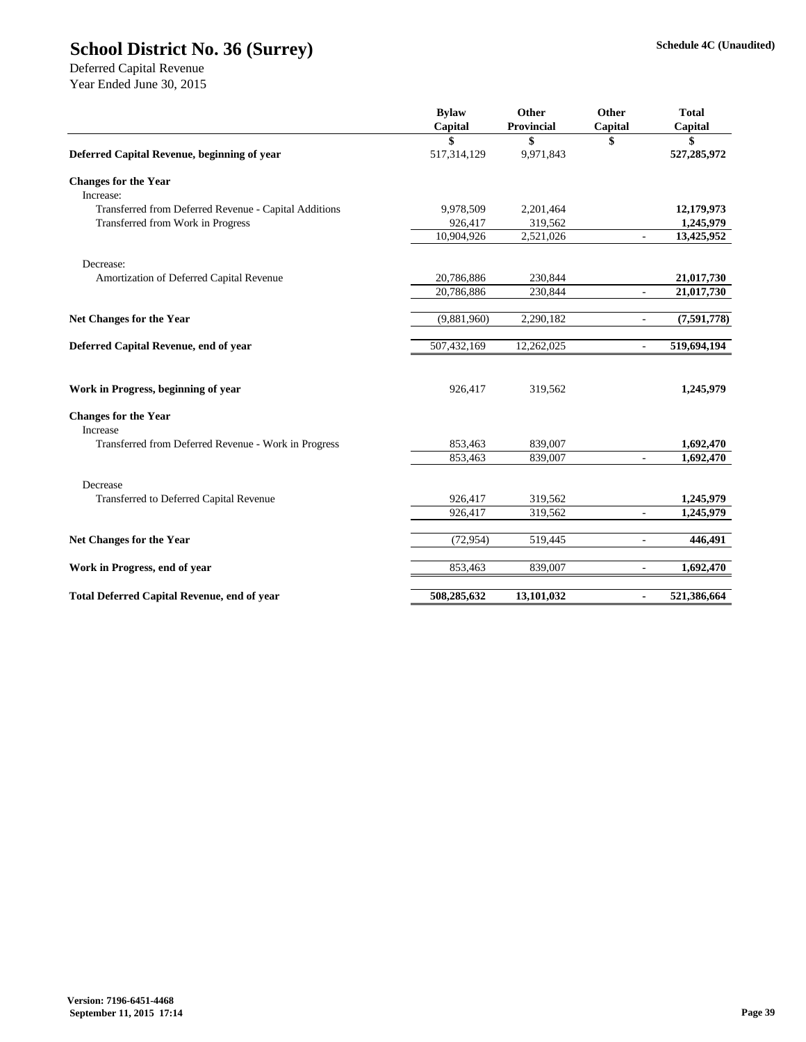# School District No. 36 (Surrey)

**Schedule 4C (Unaudited)**

Deferred Capital Revenue
Year Ended June 30, 2015

| | Bylaw Capital | Other Provincial | Other Capital | Total Capital |
|---|---|---|---|---|
| | $ | $ | $ | $ |
| **Deferred Capital Revenue, beginning of year** | 517,314,129 | 9,971,843 | | **527,285,972** |
| **Changes for the Year** | | | | |
| Increase: | | | | |
| Transferred from Deferred Revenue - Capital Additions | 9,978,509 | 2,201,464 | | **12,179,973** |
| Transferred from Work in Progress | 926,417 | 319,562 | | **1,245,979** |
| | 10,904,926 | 2,521,026 | - | **13,425,952** |
| Decrease: | | | | |
| Amortization of Deferred Capital Revenue | 20,786,886 | 230,844 | | **21,017,730** |
| | 20,786,886 | 230,844 | - | **21,017,730** |
| **Net Changes for the Year** | (9,881,960) | 2,290,182 | - | **(7,591,778)** |
| **Deferred Capital Revenue, end of year** | 507,432,169 | 12,262,025 | - | **519,694,194** |
| **Work in Progress, beginning of year** | 926,417 | 319,562 | | **1,245,979** |
| **Changes for the Year** | | | | |
| Increase | | | | |
| Transferred from Deferred Revenue - Work in Progress | 853,463 | 839,007 | | **1,692,470** |
| | 853,463 | 839,007 | - | **1,692,470** |
| Decrease | | | | |
| Transferred to Deferred Capital Revenue | 926,417 | 319,562 | | **1,245,979** |
| | 926,417 | 319,562 | - | **1,245,979** |
| **Net Changes for the Year** | (72,954) | 519,445 | - | **446,491** |
| **Work in Progress, end of year** | 853,463 | 839,007 | - | **1,692,470** |
| **Total Deferred Capital Revenue, end of year** | **508,285,632** | **13,101,032** | **-** | **521,386,664** |

**Version: 7196-6451-4468**
**September 11, 2015 17:14**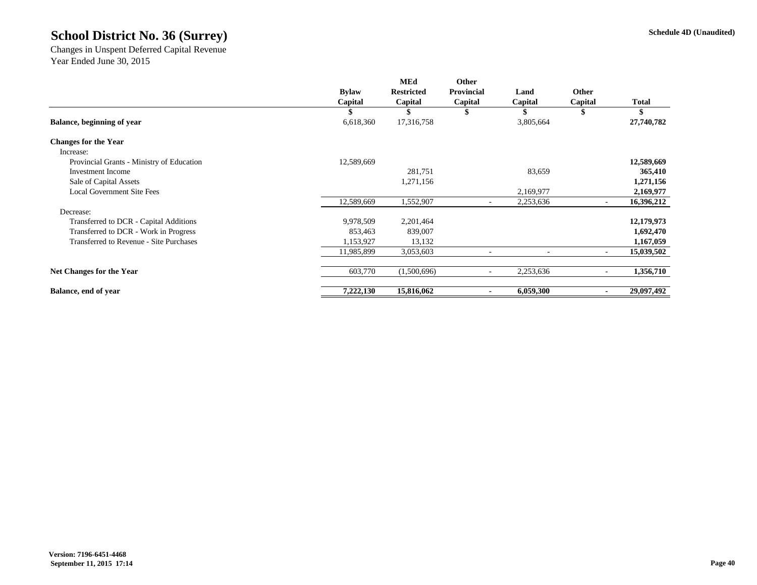# School District No. 36 (Surrey)

Schedule 4D (Unaudited)

Changes in Unspent Deferred Capital Revenue
Year Ended June 30, 2015

| | Bylaw Capital | MEd Restricted Capital | Other Provincial Capital | Land Capital | Other Capital | Total |
|---|---|---|---|---|---|---|
| | $ | $ | $ | $ | $ | $ |
| **Balance, beginning of year** | 6,618,360 | 17,316,758 | | 3,805,664 | | **27,740,782** |
| **Changes for the Year** | | | | | | |
| Increase: | | | | | | |
| Provincial Grants - Ministry of Education | 12,589,669 | | | | | **12,589,669** |
| Investment Income | | 281,751 | | 83,659 | | **365,410** |
| Sale of Capital Assets | | 1,271,156 | | | | **1,271,156** |
| Local Government Site Fees | | | | 2,169,977 | | **2,169,977** |
| | 12,589,669 | 1,552,907 | - | 2,253,636 | - | **16,396,212** |
| Decrease: | | | | | | |
| Transferred to DCR - Capital Additions | 9,978,509 | 2,201,464 | | | | **12,179,973** |
| Transferred to DCR - Work in Progress | 853,463 | 839,007 | | | | **1,692,470** |
| Transferred to Revenue - Site Purchases | 1,153,927 | 13,132 | | | | **1,167,059** |
| | 11,985,899 | 3,053,603 | - | - | - | **15,039,502** |
| **Net Changes for the Year** | 603,770 | (1,500,696) | - | 2,253,636 | - | **1,356,710** |
| **Balance, end of year** | **7,222,130** | **15,816,062** | **-** | **6,059,300** | **-** | **29,097,492** |

**Version: 7196-6451-4468**
**September 11, 2015 17:14**